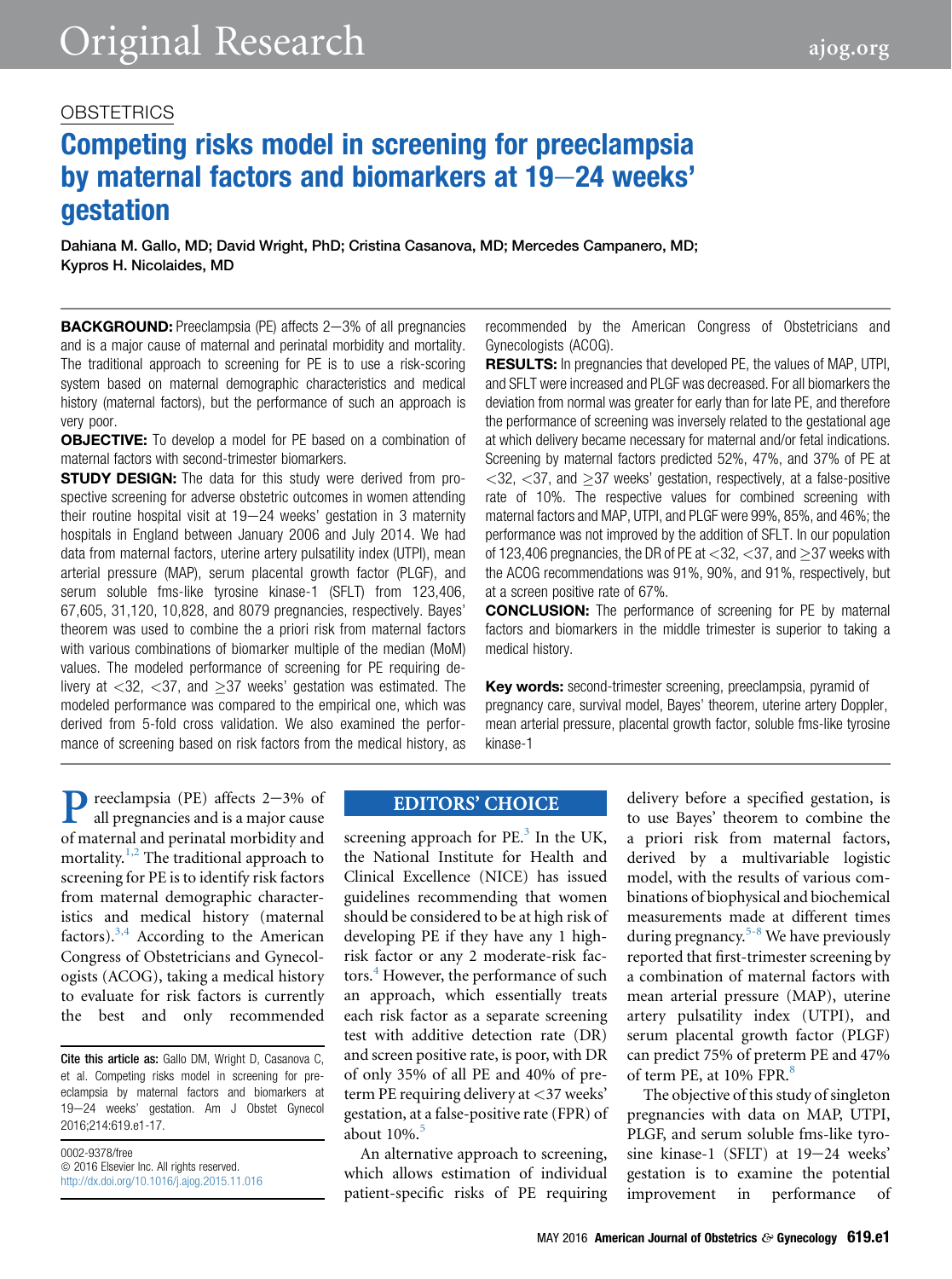OBSTETRICS

# Competing risks model in screening for preeclampsia by maternal factors and biomarkers at 19–24 weeks' gestation

**Dahiana M. Gallo, MD; David Wright, PhD; Cristina Casanova, MD; Mercedes Campanero, MD; Kypros H. Nicolaides, MD**

**BACKGROUND:** Preeclampsia (PE) affects 2–3% of all pregnancies and is a major cause of maternal and perinatal morbidity and mortality. The traditional approach to screening for PE is to use a risk-scoring system based on maternal demographic characteristics and medical history (maternal factors), but the performance of such an approach is very poor.

**OBJECTIVE:** To develop a model for PE based on a combination of maternal factors with second-trimester biomarkers.

**STUDY DESIGN:** The data for this study were derived from prospective screening for adverse obstetric outcomes in women attending their routine hospital visit at 19–24 weeks' gestation in 3 maternity hospitals in England between January 2006 and July 2014. We had data from maternal factors, uterine artery pulsatility index (UTPI), mean arterial pressure (MAP), serum placental growth factor (PLGF), and serum soluble fms-like tyrosine kinase-1 (SFLT) from 123,406, 67,605, 31,120, 10,828, and 8079 pregnancies, respectively. Bayes' theorem was used to combine the a priori risk from maternal factors with various combinations of biomarker multiple of the median (MoM) values. The modeled performance of screening for PE requiring delivery at <32, <37, and ≥37 weeks' gestation was estimated. The modeled performance was compared to the empirical one, which was derived from 5-fold cross validation. We also examined the performance of screening based on risk factors from the medical history, as recommended by the American Congress of Obstetricians and Gynecologists (ACOG).

**RESULTS:** In pregnancies that developed PE, the values of MAP, UTPI, and SFLT were increased and PLGF was decreased. For all biomarkers the deviation from normal was greater for early than for late PE, and therefore the performance of screening was inversely related to the gestational age at which delivery became necessary for maternal and/or fetal indications. Screening by maternal factors predicted 52%, 47%, and 37% of PE at <32, <37, and ≥37 weeks' gestation, respectively, at a false-positive rate of 10%. The respective values for combined screening with maternal factors and MAP, UTPI, and PLGF were 99%, 85%, and 46%; the performance was not improved by the addition of SFLT. In our population of 123,406 pregnancies, the DR of PE at <32, <37, and ≥37 weeks with the ACOG recommendations was 91%, 90%, and 91%, respectively, but at a screen positive rate of 67%.

**CONCLUSION:** The performance of screening for PE by maternal factors and biomarkers in the middle trimester is superior to taking a medical history.

**Key words:** second-trimester screening, preeclampsia, pyramid of pregnancy care, survival model, Bayes' theorem, uterine artery Doppler, mean arterial pressure, placental growth factor, soluble fms-like tyrosine kinase-1

Preeclampsia (PE) affects 2–3% of all pregnancies and is a major cause of maternal and perinatal morbidity and mortality.[1,2] The traditional approach to screening for PE is to identify risk factors from maternal demographic characteristics and medical history (maternal factors).[3,4] According to the American Congress of Obstetricians and Gynecologists (ACOG), taking a medical history to evaluate for risk factors is currently the best and only recommended screening approach for PE.[3] In the UK, the National Institute for Health and Clinical Excellence (NICE) has issued guidelines recommending that women should be considered to be at high risk of developing PE if they have any 1 high-risk factor or any 2 moderate-risk factors.[4] However, the performance of such an approach, which essentially treats each risk factor as a separate screening test with additive detection rate (DR) and screen positive rate, is poor, with DR of only 35% of all PE and 40% of preterm PE requiring delivery at <37 weeks' gestation, at a false-positive rate (FPR) of about 10%.[5]

An alternative approach to screening, which allows estimation of individual patient-specific risks of PE requiring delivery before a specified gestation, is to use Bayes' theorem to combine the a priori risk from maternal factors, derived by a multivariable logistic model, with the results of various combinations of biophysical and biochemical measurements made at different times during pregnancy.[5-8] We have previously reported that first-trimester screening by a combination of maternal factors with mean arterial pressure (MAP), uterine artery pulsatility index (UTPI), and serum placental growth factor (PLGF) can predict 75% of preterm PE and 47% of term PE, at 10% FPR.[8]

The objective of this study of singleton pregnancies with data on MAP, UTPI, PLGF, and serum soluble fms-like tyrosine kinase-1 (SFLT) at 19–24 weeks' gestation is to examine the potential improvement in performance of

**Cite this article as:** Gallo DM, Wright D, Casanova C, et al. Competing risks model in screening for preeclampsia by maternal factors and biomarkers at 19–24 weeks' gestation. Am J Obstet Gynecol 2016;214:619.e1-17.

0002-9378/free
© 2016 Elsevier Inc. All rights reserved.
http://dx.doi.org/10.1016/j.ajog.2015.11.016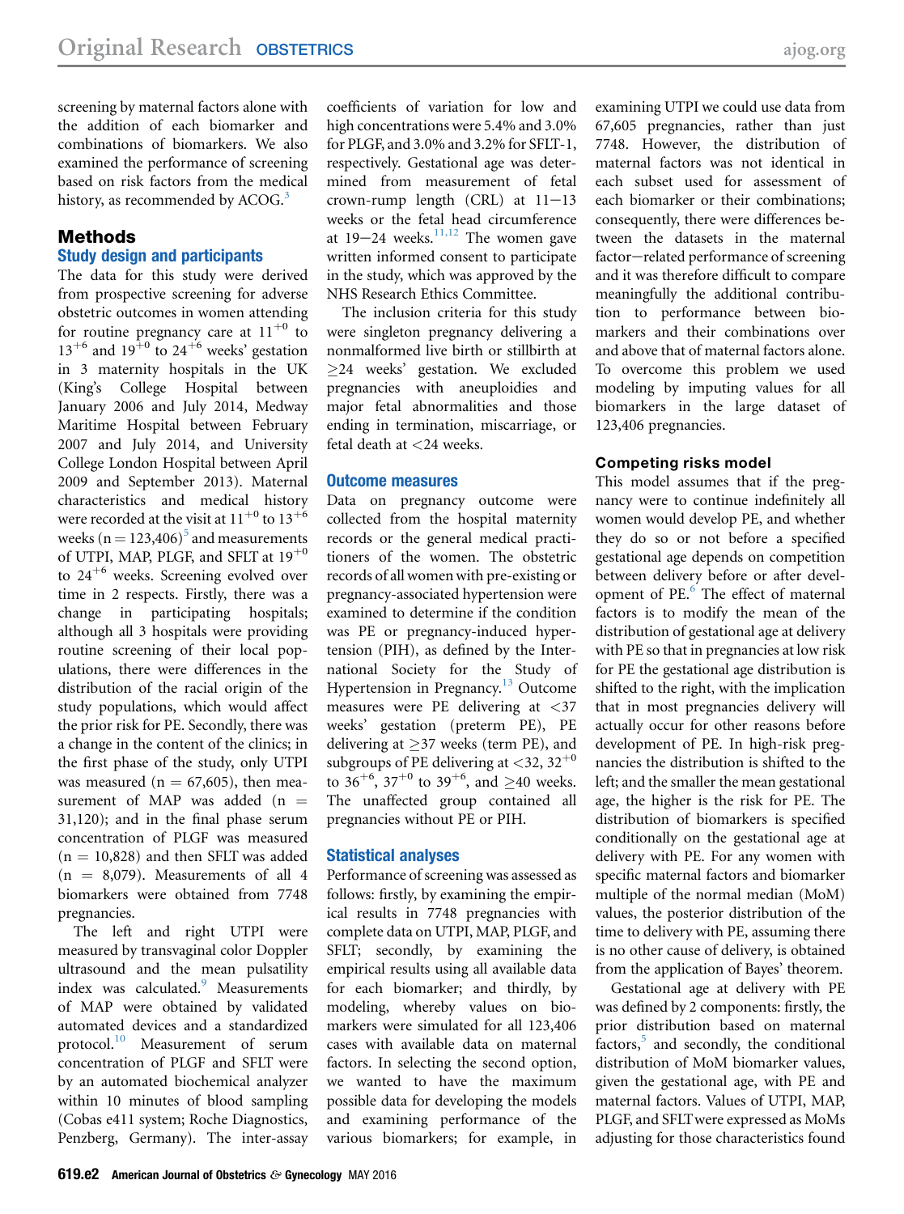screening by maternal factors alone with the addition of each biomarker and combinations of biomarkers. We also examined the performance of screening based on risk factors from the medical history, as recommended by ACOG.[3]

## Methods

### Study design and participants

The data for this study were derived from prospective screening for adverse obstetric outcomes in women attending for routine pregnancy care at $11^{+0}$ to $13^{+6}$ and $19^{+0}$ to $24^{+6}$ weeks' gestation in 3 maternity hospitals in the UK (King's College Hospital between January 2006 and July 2014, Medway Maritime Hospital between February 2007 and July 2014, and University College London Hospital between April 2009 and September 2013). Maternal characteristics and medical history were recorded at the visit at $11^{+0}$ to $13^{+6}$ weeks (n = 123,406)[5] and measurements of UTPI, MAP, PLGF, and SFLT at $19^{+0}$ to $24^{+6}$ weeks. Screening evolved over time in 2 respects. Firstly, there was a change in participating hospitals; although all 3 hospitals were providing routine screening of their local populations, there were differences in the distribution of the racial origin of the study populations, which would affect the prior risk for PE. Secondly, there was a change in the content of the clinics; in the first phase of the study, only UTPI was measured (n = 67,605), then measurement of MAP was added (n = 31,120); and in the final phase serum concentration of PLGF was measured (n = 10,828) and then SFLT was added (n = 8,079). Measurements of all 4 biomarkers were obtained from 7748 pregnancies.

The left and right UTPI were measured by transvaginal color Doppler ultrasound and the mean pulsatility index was calculated.[9] Measurements of MAP were obtained by validated automated devices and a standardized protocol.[10] Measurement of serum concentration of PLGF and SFLT were by an automated biochemical analyzer within 10 minutes of blood sampling (Cobas e411 system; Roche Diagnostics, Penzberg, Germany). The inter-assay coefficients of variation for low and high concentrations were 5.4% and 3.0% for PLGF, and 3.0% and 3.2% for SFLT-1, respectively. Gestational age was determined from measurement of fetal crown-rump length (CRL) at 11−13 weeks or the fetal head circumference at 19−24 weeks.[11,12] The women gave written informed consent to participate in the study, which was approved by the NHS Research Ethics Committee.

The inclusion criteria for this study were singleton pregnancy delivering a nonmalformed live birth or stillbirth at ≥24 weeks' gestation. We excluded pregnancies with aneuploidies and major fetal abnormalities and those ending in termination, miscarriage, or fetal death at <24 weeks.

### Outcome measures

Data on pregnancy outcome were collected from the hospital maternity records or the general medical practitioners of the women. The obstetric records of all women with pre-existing or pregnancy-associated hypertension were examined to determine if the condition was PE or pregnancy-induced hypertension (PIH), as defined by the International Society for the Study of Hypertension in Pregnancy.[13] Outcome measures were PE delivering at <37 weeks' gestation (preterm PE), PE delivering at ≥37 weeks (term PE), and subgroups of PE delivering at <32, $32^{+0}$ to $36^{+6}$, $37^{+0}$ to $39^{+6}$, and ≥40 weeks. The unaffected group contained all pregnancies without PE or PIH.

### Statistical analyses

Performance of screening was assessed as follows: firstly, by examining the empirical results in 7748 pregnancies with complete data on UTPI, MAP, PLGF, and SFLT; secondly, by examining the empirical results using all available data for each biomarker; and thirdly, by modeling, whereby values on biomarkers were simulated for all 123,406 cases with available data on maternal factors. In selecting the second option, we wanted to have the maximum possible data for developing the models and examining performance of the various biomarkers; for example, in examining UTPI we could use data from 67,605 pregnancies, rather than just 7748. However, the distribution of maternal factors was not identical in each subset used for assessment of each biomarker or their combinations; consequently, there were differences between the datasets in the maternal factor−related performance of screening and it was therefore difficult to compare meaningfully the additional contribution to performance between biomarkers and their combinations over and above that of maternal factors alone. To overcome this problem we used modeling by imputing values for all biomarkers in the large dataset of 123,406 pregnancies.

#### Competing risks model

This model assumes that if the pregnancy were to continue indefinitely all women would develop PE, and whether they do so or not before a specified gestational age depends on competition between delivery before or after development of PE.[6] The effect of maternal factors is to modify the mean of the distribution of gestational age at delivery with PE so that in pregnancies at low risk for PE the gestational age distribution is shifted to the right, with the implication that in most pregnancies delivery will actually occur for other reasons before development of PE. In high-risk pregnancies the distribution is shifted to the left; and the smaller the mean gestational age, the higher is the risk for PE. The distribution of biomarkers is specified conditionally on the gestational age at delivery with PE. For any women with specific maternal factors and biomarker multiple of the normal median (MoM) values, the posterior distribution of the time to delivery with PE, assuming there is no other cause of delivery, is obtained from the application of Bayes' theorem.

Gestational age at delivery with PE was defined by 2 components: firstly, the prior distribution based on maternal factors,[5] and secondly, the conditional distribution of MoM biomarker values, given the gestational age, with PE and maternal factors. Values of UTPI, MAP, PLGF, and SFLT were expressed as MoMs adjusting for those characteristics found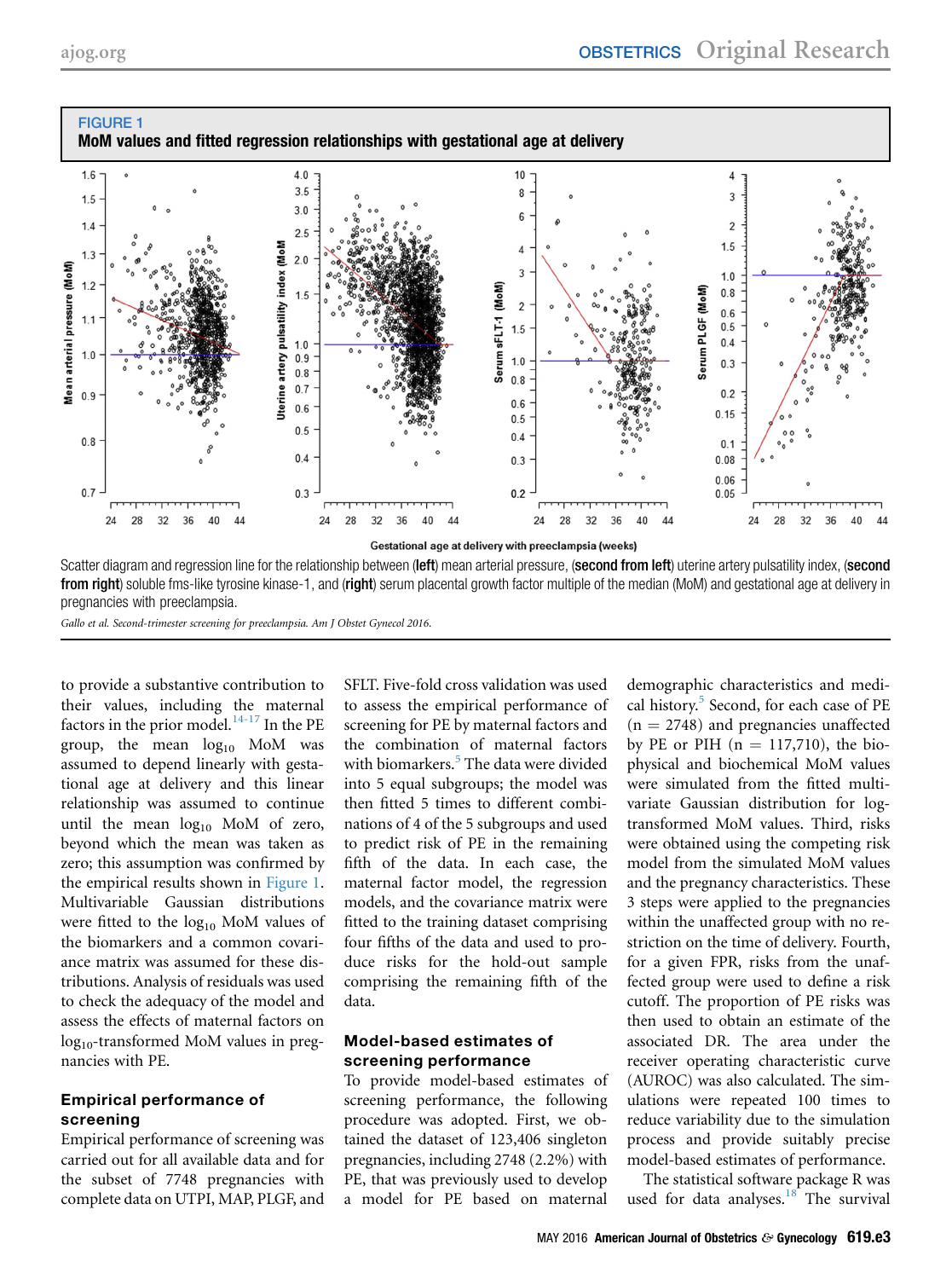**FIGURE 1**

**MoM values and fitted regression relationships with gestational age at delivery**

Scatter diagram and regression line for the relationship between (**left**) mean arterial pressure, (**second from left**) uterine artery pulsatility index, (**second from right**) soluble fms-like tyrosine kinase-1, and (**right**) serum placental growth factor multiple of the median (MoM) and gestational age at delivery in pregnancies with preeclampsia.

*Gallo et al. Second-trimester screening for preeclampsia. Am J Obstet Gynecol 2016.*

to provide a substantive contribution to their values, including the maternal factors in the prior model.[14-17] In the PE group, the mean $\log_{10}$ MoM was assumed to depend linearly with gestational age at delivery and this linear relationship was assumed to continue until the mean $\log_{10}$ MoM of zero, beyond which the mean was taken as zero; this assumption was confirmed by the empirical results shown in Figure 1. Multivariable Gaussian distributions were fitted to the $\log_{10}$ MoM values of the biomarkers and a common covariance matrix was assumed for these distributions. Analysis of residuals was used to check the adequacy of the model and assess the effects of maternal factors on $\log_{10}$-transformed MoM values in pregnancies with PE.

## Empirical performance of screening

Empirical performance of screening was carried out for all available data and for the subset of 7748 pregnancies with complete data on UTPI, MAP, PLGF, and SFLT. Five-fold cross validation was used to assess the empirical performance of screening for PE by maternal factors and the combination of maternal factors with biomarkers.[5] The data were divided into 5 equal subgroups; the model was then fitted 5 times to different combinations of 4 of the 5 subgroups and used to predict risk of PE in the remaining fifth of the data. In each case, the maternal factor model, the regression models, and the covariance matrix were fitted to the training dataset comprising four fifths of the data and used to produce risks for the hold-out sample comprising the remaining fifth of the data.

## Model-based estimates of screening performance

To provide model-based estimates of screening performance, the following procedure was adopted. First, we obtained the dataset of 123,406 singleton pregnancies, including 2748 (2.2%) with PE, that was previously used to develop a model for PE based on maternal demographic characteristics and medical history.[5] Second, for each case of PE (n = 2748) and pregnancies unaffected by PE or PIH (n = 117,710), the biophysical and biochemical MoM values were simulated from the fitted multivariate Gaussian distribution for log-transformed MoM values. Third, risks were obtained using the competing risk model from the simulated MoM values and the pregnancy characteristics. These 3 steps were applied to the pregnancies within the unaffected group with no restriction on the time of delivery. Fourth, for a given FPR, risks from the unaffected group were used to define a risk cutoff. The proportion of PE risks was then used to obtain an estimate of the associated DR. The area under the receiver operating characteristic curve (AUROC) was also calculated. The simulations were repeated 100 times to reduce variability due to the simulation process and provide suitably precise model-based estimates of performance.

The statistical software package R was used for data analyses.[18] The survival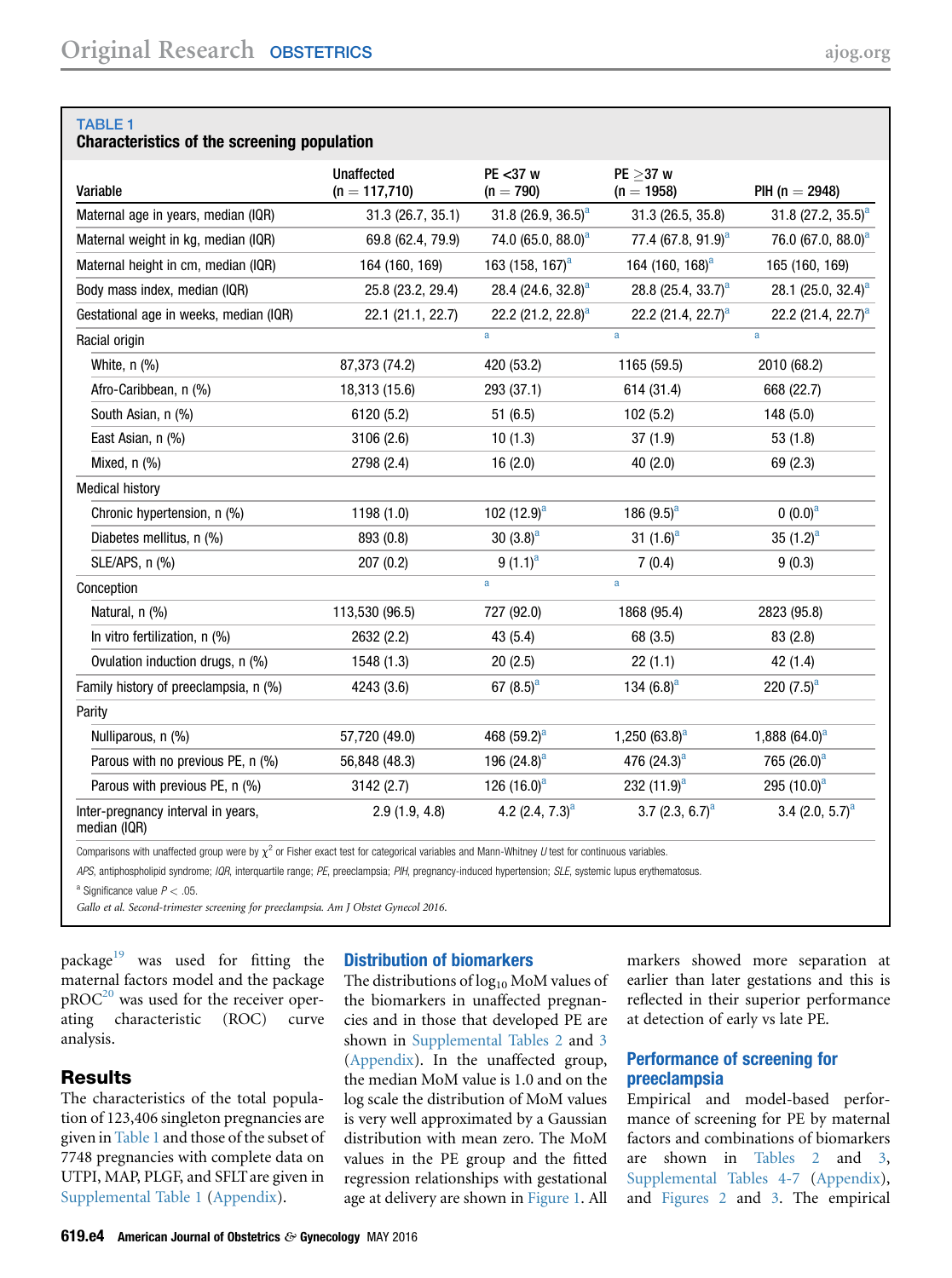**TABLE 1**
**Characteristics of the screening population**

| Variable | Unaffected (n = 117,710) | PE <37 w (n = 790) | PE ≥37 w (n = 1958) | PIH (n = 2948) |
|---|---|---|---|---|
| Maternal age in years, median (IQR) | 31.3 (26.7, 35.1) | 31.8 (26.9, 36.5)[a] | 31.3 (26.5, 35.8) | 31.8 (27.2, 35.5)[a] |
| Maternal weight in kg, median (IQR) | 69.8 (62.4, 79.9) | 74.0 (65.0, 88.0)[a] | 77.4 (67.8, 91.9)[a] | 76.0 (67.0, 88.0)[a] |
| Maternal height in cm, median (IQR) | 164 (160, 169) | 163 (158, 167)[a] | 164 (160, 168)[a] | 165 (160, 169) |
| Body mass index, median (IQR) | 25.8 (23.2, 29.4) | 28.4 (24.6, 32.8)[a] | 28.8 (25.4, 33.7)[a] | 28.1 (25.0, 32.4)[a] |
| Gestational age in weeks, median (IQR) | 22.1 (21.1, 22.7) | 22.2 (21.2, 22.8)[a] | 22.2 (21.4, 22.7)[a] | 22.2 (21.4, 22.7)[a] |
| Racial origin | | [a] | [a] | [a] |
| White, n (%) | 87,373 (74.2) | 420 (53.2) | 1165 (59.5) | 2010 (68.2) |
| Afro-Caribbean, n (%) | 18,313 (15.6) | 293 (37.1) | 614 (31.4) | 668 (22.7) |
| South Asian, n (%) | 6120 (5.2) | 51 (6.5) | 102 (5.2) | 148 (5.0) |
| East Asian, n (%) | 3106 (2.6) | 10 (1.3) | 37 (1.9) | 53 (1.8) |
| Mixed, n (%) | 2798 (2.4) | 16 (2.0) | 40 (2.0) | 69 (2.3) |
| Medical history | | | | |
| Chronic hypertension, n (%) | 1198 (1.0) | 102 (12.9)[a] | 186 (9.5)[a] | 0 (0.0)[a] |
| Diabetes mellitus, n (%) | 893 (0.8) | 30 (3.8)[a] | 31 (1.6)[a] | 35 (1.2)[a] |
| SLE/APS, n (%) | 207 (0.2) | 9 (1.1)[a] | 7 (0.4) | 9 (0.3) |
| Conception | | [a] | [a] | |
| Natural, n (%) | 113,530 (96.5) | 727 (92.0) | 1868 (95.4) | 2823 (95.8) |
| In vitro fertilization, n (%) | 2632 (2.2) | 43 (5.4) | 68 (3.5) | 83 (2.8) |
| Ovulation induction drugs, n (%) | 1548 (1.3) | 20 (2.5) | 22 (1.1) | 42 (1.4) |
| Family history of preeclampsia, n (%) | 4243 (3.6) | 67 (8.5)[a] | 134 (6.8)[a] | 220 (7.5)[a] |
| Parity | | | | |
| Nulliparous, n (%) | 57,720 (49.0) | 468 (59.2)[a] | 1,250 (63.8)[a] | 1,888 (64.0)[a] |
| Parous with no previous PE, n (%) | 56,848 (48.3) | 196 (24.8)[a] | 476 (24.3)[a] | 765 (26.0)[a] |
| Parous with previous PE, n (%) | 3142 (2.7) | 126 (16.0)[a] | 232 (11.9)[a] | 295 (10.0)[a] |
| Inter-pregnancy interval in years, median (IQR) | 2.9 (1.9, 4.8) | 4.2 (2.4, 7.3)[a] | 3.7 (2.3, 6.7)[a] | 3.4 (2.0, 5.7)[a] |

Comparisons with unaffected group were by $\chi^2$ or Fisher exact test for categorical variables and Mann-Whitney *U* test for continuous variables.

*APS*, antiphospholipid syndrome; *IQR*, interquartile range; *PE*, preeclampsia; *PIH*, pregnancy-induced hypertension; *SLE*, systemic lupus erythematosus.

[a] Significance value $P < .05$.

*Gallo et al. Second-trimester screening for preeclampsia. Am J Obstet Gynecol 2016.*

package[19] was used for fitting the maternal factors model and the package pROC[20] was used for the receiver operating characteristic (ROC) curve analysis.

## Results

The characteristics of the total population of 123,406 singleton pregnancies are given in Table 1 and those of the subset of 7748 pregnancies with complete data on UTPI, MAP, PLGF, and SFLT are given in Supplemental Table 1 (Appendix).

### Distribution of biomarkers

The distributions of $\log_{10}$ MoM values of the biomarkers in unaffected pregnancies and in those that developed PE are shown in Supplemental Tables 2 and 3 (Appendix). In the unaffected group, the median MoM value is 1.0 and on the log scale the distribution of MoM values is very well approximated by a Gaussian distribution with mean zero. The MoM values in the PE group and the fitted regression relationships with gestational age at delivery are shown in Figure 1. All markers showed more separation at earlier than later gestations and this is reflected in their superior performance at detection of early vs late PE.

### Performance of screening for preeclampsia

Empirical and model-based performance of screening for PE by maternal factors and combinations of biomarkers are shown in Tables 2 and 3, Supplemental Tables 4-7 (Appendix), and Figures 2 and 3. The empirical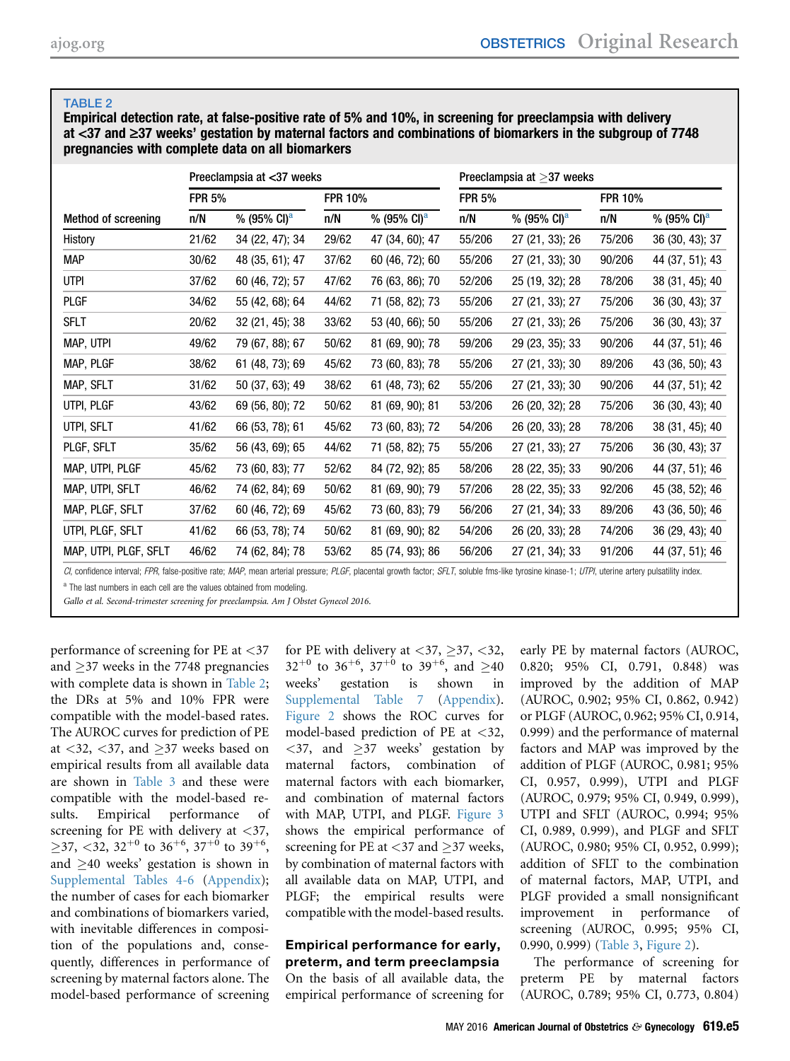**TABLE 2**

**Empirical detection rate, at false-positive rate of 5% and 10%, in screening for preeclampsia with delivery at <37 and ≥37 weeks' gestation by maternal factors and combinations of biomarkers in the subgroup of 7748 pregnancies with complete data on all biomarkers**

| Method of screening | Preeclampsia at <37 weeks | | | | Preeclampsia at ≥37 weeks | | | |
|---|---|---|---|---|---|---|---|---|
| | FPR 5% | | FPR 10% | | FPR 5% | | FPR 10% | |
| | n/N | % (95% CI)[a] | n/N | % (95% CI)[a] | n/N | % (95% CI)[a] | n/N | % (95% CI)[a] |
| History | 21/62 | 34 (22, 47); 34 | 29/62 | 47 (34, 60); 47 | 55/206 | 27 (21, 33); 26 | 75/206 | 36 (30, 43); 37 |
| MAP | 30/62 | 48 (35, 61); 47 | 37/62 | 60 (46, 72); 60 | 55/206 | 27 (21, 33); 30 | 90/206 | 44 (37, 51); 43 |
| UTPI | 37/62 | 60 (46, 72); 57 | 47/62 | 76 (63, 86); 70 | 52/206 | 25 (19, 32); 28 | 78/206 | 38 (31, 45); 40 |
| PLGF | 34/62 | 55 (42, 68); 64 | 44/62 | 71 (58, 82); 73 | 55/206 | 27 (21, 33); 27 | 75/206 | 36 (30, 43); 37 |
| SFLT | 20/62 | 32 (21, 45); 38 | 33/62 | 53 (40, 66); 50 | 55/206 | 27 (21, 33); 26 | 75/206 | 36 (30, 43); 37 |
| MAP, UTPI | 49/62 | 79 (67, 88); 67 | 50/62 | 81 (69, 90); 78 | 59/206 | 29 (23, 35); 33 | 90/206 | 44 (37, 51); 46 |
| MAP, PLGF | 38/62 | 61 (48, 73); 69 | 45/62 | 73 (60, 83); 78 | 55/206 | 27 (21, 33); 30 | 89/206 | 43 (36, 50); 43 |
| MAP, SFLT | 31/62 | 50 (37, 63); 49 | 38/62 | 61 (48, 73); 62 | 55/206 | 27 (21, 33); 30 | 90/206 | 44 (37, 51); 42 |
| UTPI, PLGF | 43/62 | 69 (56, 80); 72 | 50/62 | 81 (69, 90); 81 | 53/206 | 26 (20, 32); 28 | 75/206 | 36 (30, 43); 40 |
| UTPI, SFLT | 41/62 | 66 (53, 78); 61 | 45/62 | 73 (60, 83); 72 | 54/206 | 26 (20, 33); 28 | 78/206 | 38 (31, 45); 40 |
| PLGF, SFLT | 35/62 | 56 (43, 69); 65 | 44/62 | 71 (58, 82); 75 | 55/206 | 27 (21, 33); 27 | 75/206 | 36 (30, 43); 37 |
| MAP, UTPI, PLGF | 45/62 | 73 (60, 83); 77 | 52/62 | 84 (72, 92); 85 | 58/206 | 28 (22, 35); 33 | 90/206 | 44 (37, 51); 46 |
| MAP, UTPI, SFLT | 46/62 | 74 (62, 84); 69 | 50/62 | 81 (69, 90); 79 | 57/206 | 28 (22, 35); 33 | 92/206 | 45 (38, 52); 46 |
| MAP, PLGF, SFLT | 37/62 | 60 (46, 72); 69 | 45/62 | 73 (60, 83); 79 | 56/206 | 27 (21, 34); 33 | 89/206 | 43 (36, 50); 46 |
| UTPI, PLGF, SFLT | 41/62 | 66 (53, 78); 74 | 50/62 | 81 (69, 90); 82 | 54/206 | 26 (20, 33); 28 | 74/206 | 36 (29, 43); 40 |
| MAP, UTPI, PLGF, SFLT | 46/62 | 74 (62, 84); 78 | 53/62 | 85 (74, 93); 86 | 56/206 | 27 (21, 34); 33 | 91/206 | 44 (37, 51); 46 |

*CI*, confidence interval; *FPR*, false-positive rate; *MAP*, mean arterial pressure; *PLGF*, placental growth factor; *SFLT*, soluble fms-like tyrosine kinase-1; *UTPI*, uterine artery pulsatility index.

[a] The last numbers in each cell are the values obtained from modeling.

*Gallo et al. Second-trimester screening for preeclampsia. Am J Obstet Gynecol 2016.*

performance of screening for PE at <37 and ≥37 weeks in the 7748 pregnancies with complete data is shown in Table 2; the DRs at 5% and 10% FPR were compatible with the model-based rates. The AUROC curves for prediction of PE at <32, <37, and ≥37 weeks based on empirical results from all available data are shown in Table 3 and these were compatible with the model-based results. Empirical performance of screening for PE with delivery at <37, ≥37, <32, $32^{+0}$ to $36^{+6}$, $37^{+0}$ to $39^{+6}$, and ≥40 weeks' gestation is shown in Supplemental Tables 4-6 (Appendix); the number of cases for each biomarker and combinations of biomarkers varied, with inevitable differences in composition of the populations and, consequently, differences in performance of screening by maternal factors alone. The model-based performance of screening for PE with delivery at <37, ≥37, <32, $32^{+0}$ to $36^{+6}$, $37^{+0}$ to $39^{+6}$, and ≥40 weeks' gestation is shown in Supplemental Table 7 (Appendix). Figure 2 shows the ROC curves for model-based prediction of PE at <32, <37, and ≥37 weeks' gestation by maternal factors, combination of maternal factors with each biomarker, and combination of maternal factors with MAP, UTPI, and PLGF. Figure 3 shows the empirical performance of screening for PE at <37 and ≥37 weeks, by combination of maternal factors with all available data on MAP, UTPI, and PLGF; the empirical results were compatible with the model-based results.

### Empirical performance for early, preterm, and term preeclampsia

On the basis of all available data, the empirical performance of screening for early PE by maternal factors (AUROC, 0.820; 95% CI, 0.791, 0.848) was improved by the addition of MAP (AUROC, 0.902; 95% CI, 0.862, 0.942) or PLGF (AUROC, 0.962; 95% CI, 0.914, 0.999) and the performance of maternal factors and MAP was improved by the addition of PLGF (AUROC, 0.981; 95% CI, 0.957, 0.999), UTPI and PLGF (AUROC, 0.979; 95% CI, 0.949, 0.999), UTPI and SFLT (AUROC, 0.994; 95% CI, 0.989, 0.999), and PLGF and SFLT (AUROC, 0.980; 95% CI, 0.952, 0.999); addition of SFLT to the combination of maternal factors, MAP, UTPI, and PLGF provided a small nonsignificant improvement in performance of screening (AUROC, 0.995; 95% CI, 0.990, 0.999) (Table 3, Figure 2).

The performance of screening for preterm PE by maternal factors (AUROC, 0.789; 95% CI, 0.773, 0.804)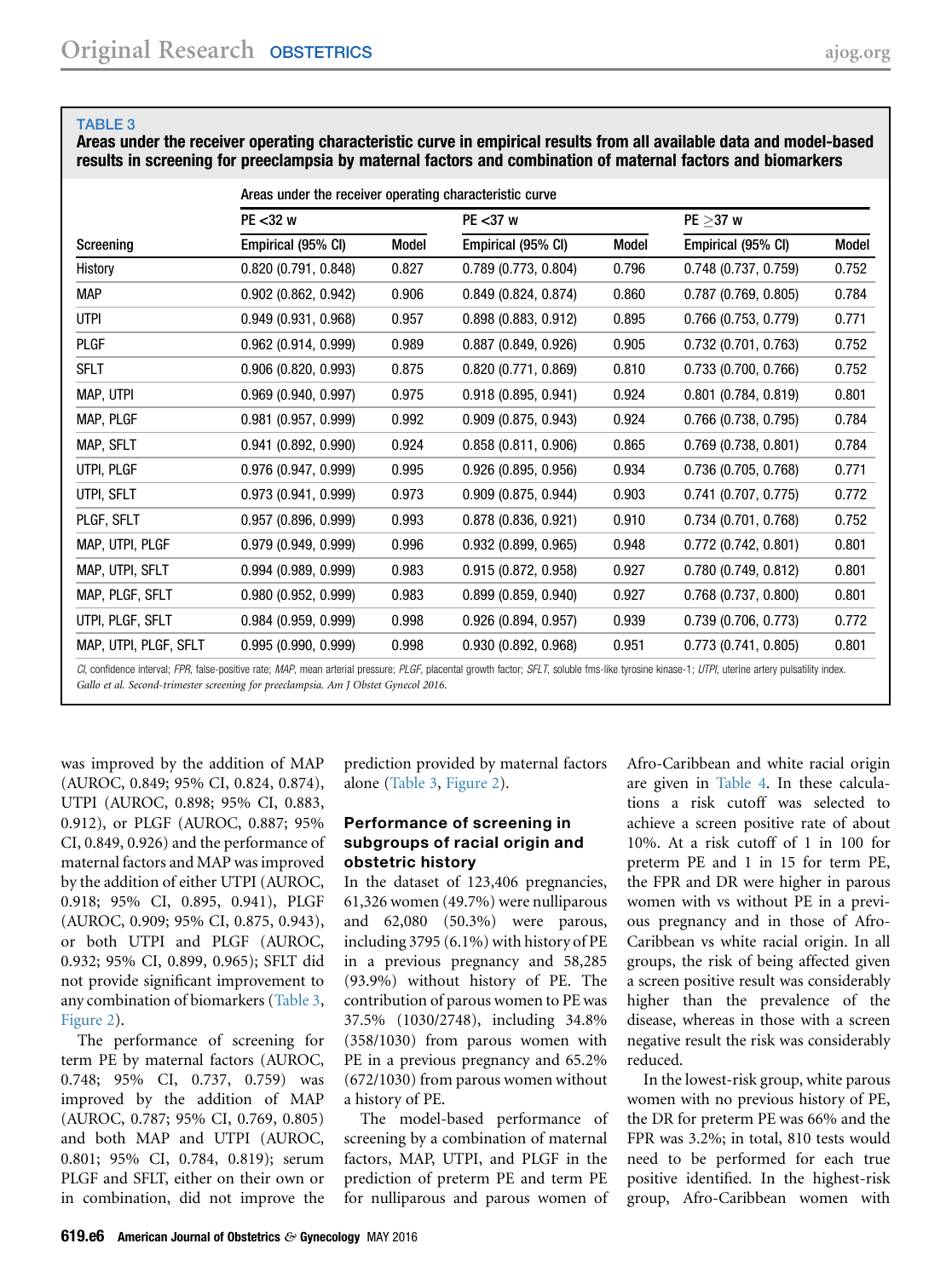**TABLE 3**

**Areas under the receiver operating characteristic curve in empirical results from all available data and model-based results in screening for preeclampsia by maternal factors and combination of maternal factors and biomarkers**

| Screening | Areas under the receiver operating characteristic curve | | | | | |
|---|---|---|---|---|---|---|
| | PE <32 w | | PE <37 w | | PE ≥37 w | |
| | Empirical (95% CI) | Model | Empirical (95% CI) | Model | Empirical (95% CI) | Model |
| History | 0.820 (0.791, 0.848) | 0.827 | 0.789 (0.773, 0.804) | 0.796 | 0.748 (0.737, 0.759) | 0.752 |
| MAP | 0.902 (0.862, 0.942) | 0.906 | 0.849 (0.824, 0.874) | 0.860 | 0.787 (0.769, 0.805) | 0.784 |
| UTPI | 0.949 (0.931, 0.968) | 0.957 | 0.898 (0.883, 0.912) | 0.895 | 0.766 (0.753, 0.779) | 0.771 |
| PLGF | 0.962 (0.914, 0.999) | 0.989 | 0.887 (0.849, 0.926) | 0.905 | 0.732 (0.701, 0.763) | 0.752 |
| SFLT | 0.906 (0.820, 0.993) | 0.875 | 0.820 (0.771, 0.869) | 0.810 | 0.733 (0.700, 0.766) | 0.752 |
| MAP, UTPI | 0.969 (0.940, 0.997) | 0.975 | 0.918 (0.895, 0.941) | 0.924 | 0.801 (0.784, 0.819) | 0.801 |
| MAP, PLGF | 0.981 (0.957, 0.999) | 0.992 | 0.909 (0.875, 0.943) | 0.924 | 0.766 (0.738, 0.795) | 0.784 |
| MAP, SFLT | 0.941 (0.892, 0.990) | 0.924 | 0.858 (0.811, 0.906) | 0.865 | 0.769 (0.738, 0.801) | 0.784 |
| UTPI, PLGF | 0.976 (0.947, 0.999) | 0.995 | 0.926 (0.895, 0.956) | 0.934 | 0.736 (0.705, 0.768) | 0.771 |
| UTPI, SFLT | 0.973 (0.941, 0.999) | 0.973 | 0.909 (0.875, 0.944) | 0.903 | 0.741 (0.707, 0.775) | 0.772 |
| PLGF, SFLT | 0.957 (0.896, 0.999) | 0.993 | 0.878 (0.836, 0.921) | 0.910 | 0.734 (0.701, 0.768) | 0.752 |
| MAP, UTPI, PLGF | 0.979 (0.949, 0.999) | 0.996 | 0.932 (0.899, 0.965) | 0.948 | 0.772 (0.742, 0.801) | 0.801 |
| MAP, UTPI, SFLT | 0.994 (0.989, 0.999) | 0.983 | 0.915 (0.872, 0.958) | 0.927 | 0.780 (0.749, 0.812) | 0.801 |
| MAP, PLGF, SFLT | 0.980 (0.952, 0.999) | 0.983 | 0.899 (0.859, 0.940) | 0.927 | 0.768 (0.737, 0.800) | 0.801 |
| UTPI, PLGF, SFLT | 0.984 (0.959, 0.999) | 0.998 | 0.926 (0.894, 0.957) | 0.939 | 0.739 (0.706, 0.773) | 0.772 |
| MAP, UTPI, PLGF, SFLT | 0.995 (0.990, 0.999) | 0.998 | 0.930 (0.892, 0.968) | 0.951 | 0.773 (0.741, 0.805) | 0.801 |

*CI*, confidence interval; *FPR*, false-positive rate; *MAP*, mean arterial pressure; *PLGF*, placental growth factor; *SFLT*, soluble fms-like tyrosine kinase-1; *UTPI*, uterine artery pulsatility index.

*Gallo et al. Second-trimester screening for preeclampsia. Am J Obstet Gynecol 2016.*

was improved by the addition of MAP (AUROC, 0.849; 95% CI, 0.824, 0.874), UTPI (AUROC, 0.898; 95% CI, 0.883, 0.912), or PLGF (AUROC, 0.887; 95% CI, 0.849, 0.926) and the performance of maternal factors and MAP was improved by the addition of either UTPI (AUROC, 0.918; 95% CI, 0.895, 0.941), PLGF (AUROC, 0.909; 95% CI, 0.875, 0.943), or both UTPI and PLGF (AUROC, 0.932; 95% CI, 0.899, 0.965); SFLT did not provide significant improvement to any combination of biomarkers (Table 3, Figure 2).

The performance of screening for term PE by maternal factors (AUROC, 0.748; 95% CI, 0.737, 0.759) was improved by the addition of MAP (AUROC, 0.787; 95% CI, 0.769, 0.805) and both MAP and UTPI (AUROC, 0.801; 95% CI, 0.784, 0.819); serum PLGF and SFLT, either on their own or in combination, did not improve the prediction provided by maternal factors alone (Table 3, Figure 2).

### Performance of screening in subgroups of racial origin and obstetric history

In the dataset of 123,406 pregnancies, 61,326 women (49.7%) were nulliparous and 62,080 (50.3%) were parous, including 3795 (6.1%) with history of PE in a previous pregnancy and 58,285 (93.9%) without history of PE. The contribution of parous women to PE was 37.5% (1030/2748), including 34.8% (358/1030) from parous women with PE in a previous pregnancy and 65.2% (672/1030) from parous women without a history of PE.

The model-based performance of screening by a combination of maternal factors, MAP, UTPI, and PLGF in the prediction of preterm PE and term PE for nulliparous and parous women of Afro-Caribbean and white racial origin are given in Table 4. In these calculations a risk cutoff was selected to achieve a screen positive rate of about 10%. At a risk cutoff of 1 in 100 for preterm PE and 1 in 15 for term PE, the FPR and DR were higher in parous women with vs without PE in a previous pregnancy and in those of Afro-Caribbean vs white racial origin. In all groups, the risk of being affected given a screen positive result was considerably higher than the prevalence of the disease, whereas in those with a screen negative result the risk was considerably reduced.

In the lowest-risk group, white parous women with no previous history of PE, the DR for preterm PE was 66% and the FPR was 3.2%; in total, 810 tests would need to be performed for each true positive identified. In the highest-risk group, Afro-Caribbean women with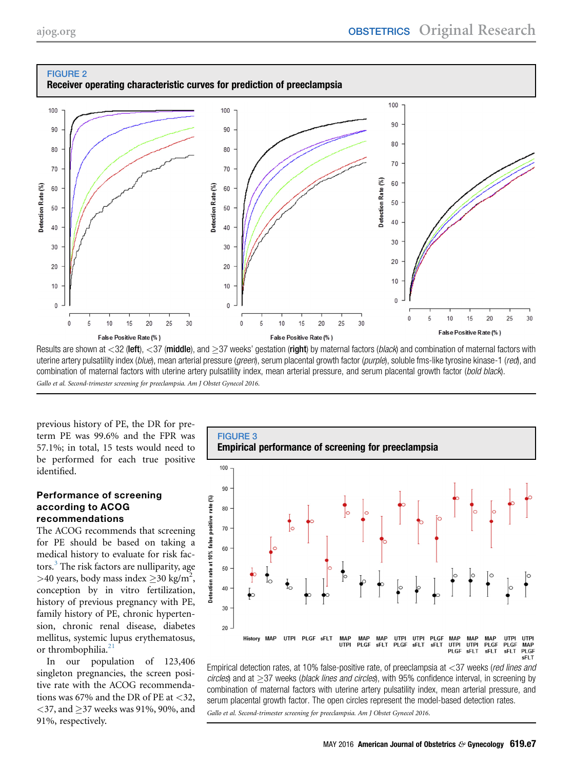**FIGURE 2**
**Receiver operating characteristic curves for prediction of preeclampsia**

Results are shown at <32 (**left**), <37 (**middle**), and ≥37 weeks' gestation (**right**) by maternal factors (*black*) and combination of maternal factors with uterine artery pulsatility index (*blue*), mean arterial pressure (*green*), serum placental growth factor (*purple*), soluble fms-like tyrosine kinase-1 (*red*), and combination of maternal factors with uterine artery pulsatility index, mean arterial pressure, and serum placental growth factor (*bold black*).

*Gallo et al. Second-trimester screening for preeclampsia. Am J Obstet Gynecol 2016.*

previous history of PE, the DR for preterm PE was 99.6% and the FPR was 57.1%; in total, 15 tests would need to be performed for each true positive identified.

### Performance of screening according to ACOG recommendations

The ACOG recommends that screening for PE should be based on taking a medical history to evaluate for risk factors.[3] The risk factors are nulliparity, age >40 years, body mass index ≥30 kg/m$^2$, conception by in vitro fertilization, history of previous pregnancy with PE, family history of PE, chronic hypertension, chronic renal disease, diabetes mellitus, systemic lupus erythematosus, or thrombophilia.[21]

In our population of 123,406 singleton pregnancies, the screen positive rate with the ACOG recommendations was 67% and the DR of PE at <32, <37, and ≥37 weeks was 91%, 90%, and 91%, respectively.

**FIGURE 3**
**Empirical performance of screening for preeclampsia**

Empirical detection rates, at 10% false-positive rate, of preeclampsia at <37 weeks (*red lines and circles*) and at ≥37 weeks (*black lines and circles*), with 95% confidence interval, in screening by combination of maternal factors with uterine artery pulsatility index, mean arterial pressure, and serum placental growth factor. The open circles represent the model-based detection rates.

*Gallo et al. Second-trimester screening for preeclampsia. Am J Obstet Gynecol 2016.*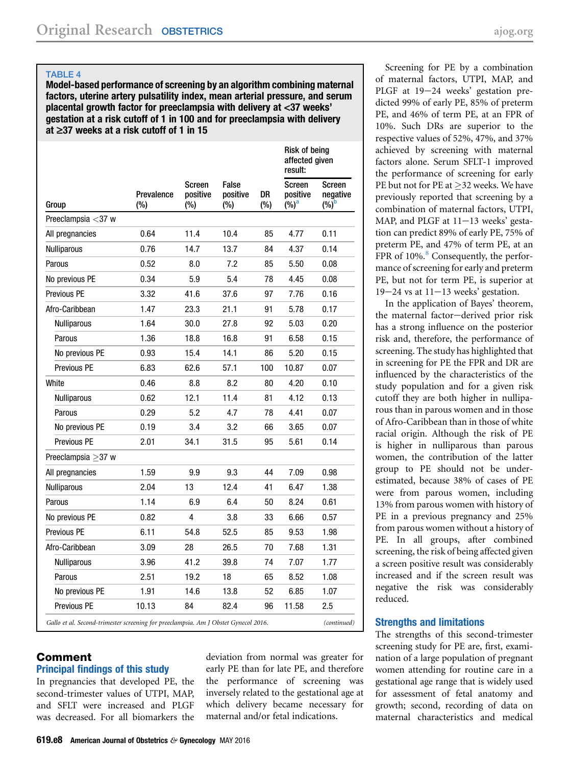**TABLE 4**

**Model-based performance of screening by an algorithm combining maternal factors, uterine artery pulsatility index, mean arterial pressure, and serum placental growth factor for preeclampsia with delivery at <37 weeks' gestation at a risk cutoff of 1 in 100 and for preeclampsia with delivery at ≥37 weeks at a risk cutoff of 1 in 15**

| Group | Prevalence (%) | Screen positive (%) | False positive (%) | DR (%) | Risk of being affected given result: Screen positive (%)[a] | Screen negative (%)[b] |
|---|---|---|---|---|---|---|
| Preeclampsia <37 w | | | | | | |
| All pregnancies | 0.64 | 11.4 | 10.4 | 85 | 4.77 | 0.11 |
| Nulliparous | 0.76 | 14.7 | 13.7 | 84 | 4.37 | 0.14 |
| Parous | 0.52 | 8.0 | 7.2 | 85 | 5.50 | 0.08 |
| No previous PE | 0.34 | 5.9 | 5.4 | 78 | 4.45 | 0.08 |
| Previous PE | 3.32 | 41.6 | 37.6 | 97 | 7.76 | 0.16 |
| Afro-Caribbean | 1.47 | 23.3 | 21.1 | 91 | 5.78 | 0.17 |
| Nulliparous | 1.64 | 30.0 | 27.8 | 92 | 5.03 | 0.20 |
| Parous | 1.36 | 18.8 | 16.8 | 91 | 6.58 | 0.15 |
| No previous PE | 0.93 | 15.4 | 14.1 | 86 | 5.20 | 0.15 |
| Previous PE | 6.83 | 62.6 | 57.1 | 100 | 10.87 | 0.07 |
| White | 0.46 | 8.8 | 8.2 | 80 | 4.20 | 0.10 |
| Nulliparous | 0.62 | 12.1 | 11.4 | 81 | 4.12 | 0.13 |
| Parous | 0.29 | 5.2 | 4.7 | 78 | 4.41 | 0.07 |
| No previous PE | 0.19 | 3.4 | 3.2 | 66 | 3.65 | 0.07 |
| Previous PE | 2.01 | 34.1 | 31.5 | 95 | 5.61 | 0.14 |
| Preeclampsia ≥37 w | | | | | | |
| All pregnancies | 1.59 | 9.9 | 9.3 | 44 | 7.09 | 0.98 |
| Nulliparous | 2.04 | 13 | 12.4 | 41 | 6.47 | 1.38 |
| Parous | 1.14 | 6.9 | 6.4 | 50 | 8.24 | 0.61 |
| No previous PE | 0.82 | 4 | 3.8 | 33 | 6.66 | 0.57 |
| Previous PE | 6.11 | 54.8 | 52.5 | 85 | 9.53 | 1.98 |
| Afro-Caribbean | 3.09 | 28 | 26.5 | 70 | 7.68 | 1.31 |
| Nulliparous | 3.96 | 41.2 | 39.8 | 74 | 7.07 | 1.77 |
| Parous | 2.51 | 19.2 | 18 | 65 | 8.52 | 1.08 |
| No previous PE | 1.91 | 14.6 | 13.8 | 52 | 6.85 | 1.07 |
| Previous PE | 10.13 | 84 | 82.4 | 96 | 11.58 | 2.5 |

*Gallo et al. Second-trimester screening for preeclampsia. Am J Obstet Gynecol 2016.* (continued)

## Comment

### Principal findings of this study

In pregnancies that developed PE, the second-trimester values of UTPI, MAP, and SFLT were increased and PLGF was decreased. For all biomarkers the deviation from normal was greater for early PE than for late PE, and therefore the performance of screening was inversely related to the gestational age at which delivery became necessary for maternal and/or fetal indications.

Screening for PE by a combination of maternal factors, UTPI, MAP, and PLGF at 19–24 weeks' gestation predicted 99% of early PE, 85% of preterm PE, and 46% of term PE, at an FPR of 10%. Such DRs are superior to the respective values of 52%, 47%, and 37% achieved by screening with maternal factors alone. Serum SFLT-1 improved the performance of screening for early PE but not for PE at ≥32 weeks. We have previously reported that screening by a combination of maternal factors, UTPI, MAP, and PLGF at 11–13 weeks' gestation can predict 89% of early PE, 75% of preterm PE, and 47% of term PE, at an FPR of 10%.[8] Consequently, the performance of screening for early and preterm PE, but not for term PE, is superior at 19–24 vs at 11–13 weeks' gestation.

In the application of Bayes' theorem, the maternal factor–derived prior risk has a strong influence on the posterior risk and, therefore, the performance of screening. The study has highlighted that in screening for PE the FPR and DR are influenced by the characteristics of the study population and for a given risk cutoff they are both higher in nulliparous than in parous women and in those of Afro-Caribbean than in those of white racial origin. Although the risk of PE is higher in nulliparous than parous women, the contribution of the latter group to PE should not be underestimated, because 38% of cases of PE were from parous women, including 13% from parous women with history of PE in a previous pregnancy and 25% from parous women without a history of PE. In all groups, after combined screening, the risk of being affected given a screen positive result was considerably increased and if the screen result was negative the risk was considerably reduced.

### Strengths and limitations

The strengths of this second-trimester screening study for PE are, first, examination of a large population of pregnant women attending for routine care in a gestational age range that is widely used for assessment of fetal anatomy and growth; second, recording of data on maternal characteristics and medical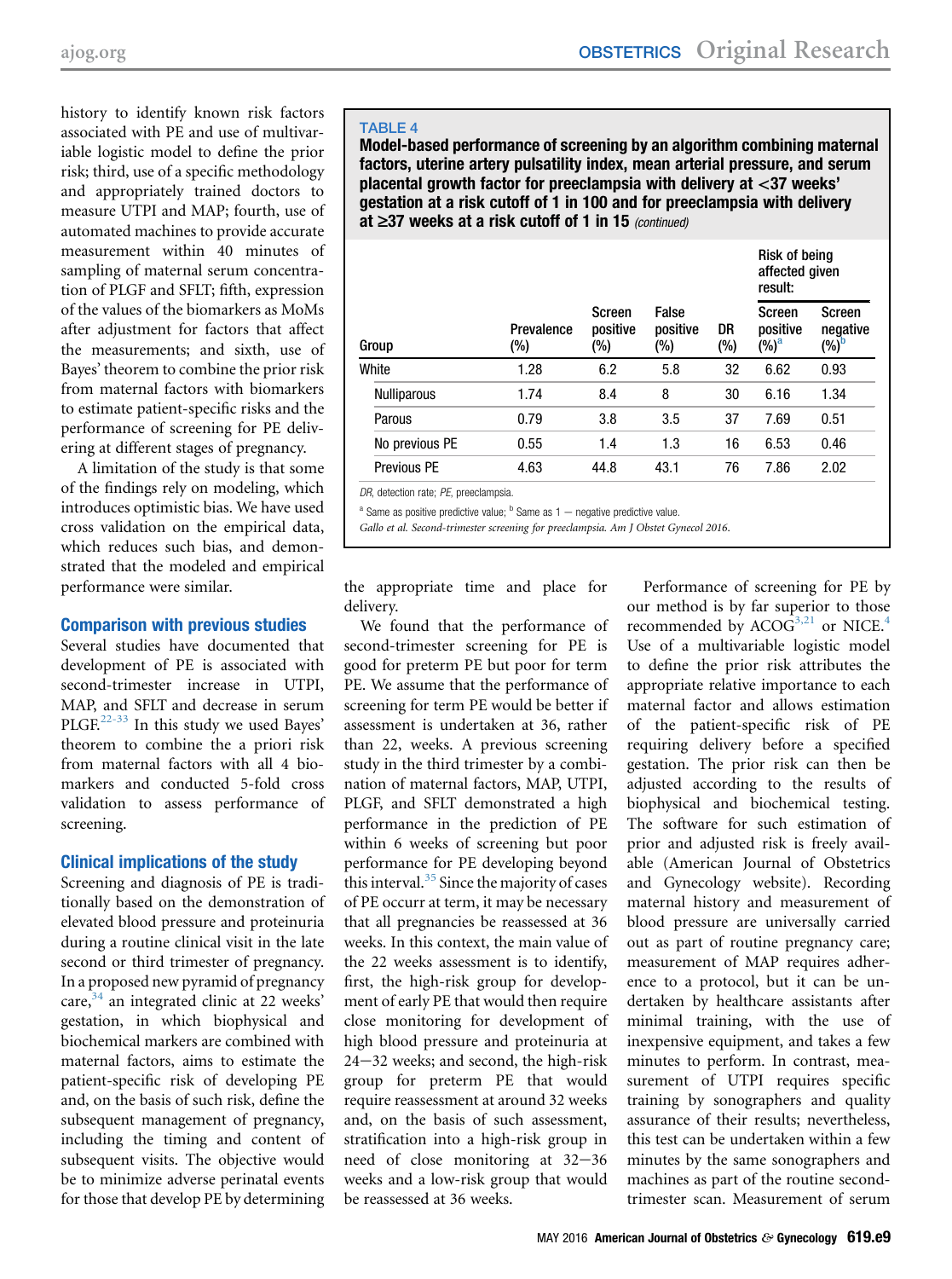history to identify known risk factors associated with PE and use of multivariable logistic model to define the prior risk; third, use of a specific methodology and appropriately trained doctors to measure UTPI and MAP; fourth, use of automated machines to provide accurate measurement within 40 minutes of sampling of maternal serum concentration of PLGF and SFLT; fifth, expression of the values of the biomarkers as MoMs after adjustment for factors that affect the measurements; and sixth, use of Bayes' theorem to combine the prior risk from maternal factors with biomarkers to estimate patient-specific risks and the performance of screening for PE delivering at different stages of pregnancy.

A limitation of the study is that some of the findings rely on modeling, which introduces optimistic bias. We have used cross validation on the empirical data, which reduces such bias, and demonstrated that the modeled and empirical performance were similar.

### Comparison with previous studies

Several studies have documented that development of PE is associated with second-trimester increase in UTPI, MAP, and SFLT and decrease in serum PLGF.[22-33] In this study we used Bayes' theorem to combine the a priori risk from maternal factors with all 4 biomarkers and conducted 5-fold cross validation to assess performance of screening.

### Clinical implications of the study

Screening and diagnosis of PE is traditionally based on the demonstration of elevated blood pressure and proteinuria during a routine clinical visit in the late second or third trimester of pregnancy. In a proposed new pyramid of pregnancy care,[34] an integrated clinic at 22 weeks' gestation, in which biophysical and biochemical markers are combined with maternal factors, aims to estimate the patient-specific risk of developing PE and, on the basis of such risk, define the subsequent management of pregnancy, including the timing and content of subsequent visits. The objective would be to minimize adverse perinatal events for those that develop PE by determining the appropriate time and place for delivery.

We found that the performance of second-trimester screening for PE is good for preterm PE but poor for term PE. We assume that the performance of screening for term PE would be better if assessment is undertaken at 36, rather than 22, weeks. A previous screening study in the third trimester by a combination of maternal factors, MAP, UTPI, PLGF, and SFLT demonstrated a high performance in the prediction of PE within 6 weeks of screening but poor performance for PE developing beyond this interval.[35] Since the majority of cases of PE occurr at term, it may be necessary that all pregnancies be reassessed at 36 weeks. In this context, the main value of the 22 weeks assessment is to identify, first, the high-risk group for development of early PE that would then require close monitoring for development of high blood pressure and proteinuria at 24−32 weeks; and second, the high-risk group for preterm PE that would require reassessment at around 32 weeks and, on the basis of such assessment, stratification into a high-risk group in need of close monitoring at 32−36 weeks and a low-risk group that would be reassessed at 36 weeks.

Performance of screening for PE by our method is by far superior to those recommended by ACOG[3,21] or NICE.[4] Use of a multivariable logistic model to define the prior risk attributes the appropriate relative importance to each maternal factor and allows estimation of the patient-specific risk of PE requiring delivery before a specified gestation. The prior risk can then be adjusted according to the results of biophysical and biochemical testing. The software for such estimation of prior and adjusted risk is freely available (American Journal of Obstetrics and Gynecology website). Recording maternal history and measurement of blood pressure are universally carried out as part of routine pregnancy care; measurement of MAP requires adherence to a protocol, but it can be undertaken by healthcare assistants after minimal training, with the use of inexpensive equipment, and takes a few minutes to perform. In contrast, measurement of UTPI requires specific training by sonographers and quality assurance of their results; nevertheless, this test can be undertaken within a few minutes by the same sonographers and machines as part of the routine second-trimester scan. Measurement of serum

**TABLE 4**
**Model-based performance of screening by an algorithm combining maternal factors, uterine artery pulsatility index, mean arterial pressure, and serum placental growth factor for preeclampsia with delivery at <37 weeks' gestation at a risk cutoff of 1 in 100 and for preeclampsia with delivery at ≥37 weeks at a risk cutoff of 1 in 15** *(continued)*

| | | | | | Risk of being affected given result: | |
|---|---|---|---|---|---|---|
| Group | Prevalence (%) | Screen positive (%) | False positive (%) | DR (%) | Screen positive (%)[a] | Screen negative (%)[b] |
| White | 1.28 | 6.2 | 5.8 | 32 | 6.62 | 0.93 |
| Nulliparous | 1.74 | 8.4 | 8 | 30 | 6.16 | 1.34 |
| Parous | 0.79 | 3.8 | 3.5 | 37 | 7.69 | 0.51 |
| No previous PE | 0.55 | 1.4 | 1.3 | 16 | 6.53 | 0.46 |
| Previous PE | 4.63 | 44.8 | 43.1 | 76 | 7.86 | 2.02 |

*DR*, detection rate; *PE*, preeclampsia.

[a] Same as positive predictive value; [b] Same as 1 − negative predictive value.

*Gallo et al. Second-trimester screening for preeclampsia. Am J Obstet Gynecol 2016.*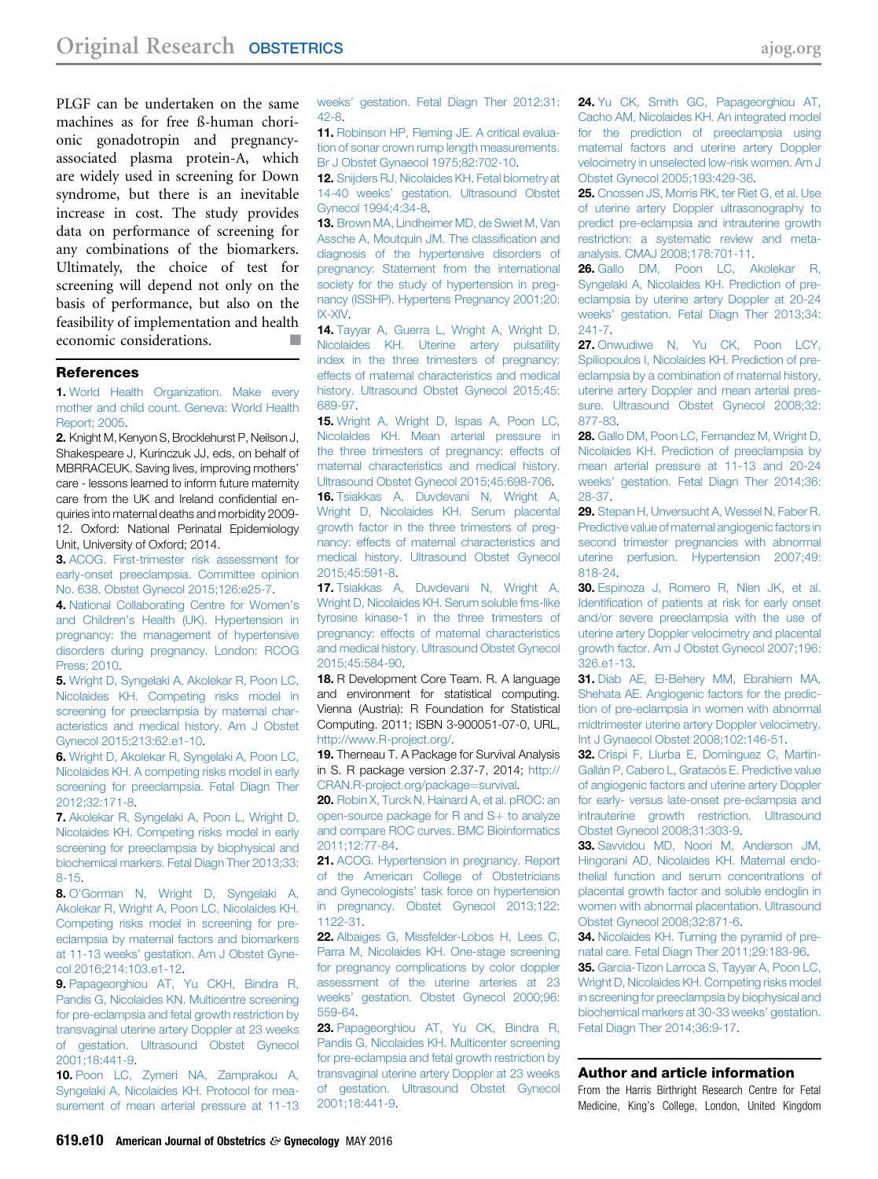PLGF can be undertaken on the same machines as for free ß-human chorionic gonadotrophin and pregnancy-associated plasma protein-A, which are widely used in screening for Down syndrome, but there is an inevitable increase in cost. The study provides data on performance of screening for any combinations of the biomarkers. Ultimately, the choice of test for screening will depend not only on the basis of performance, but also on the feasibility of implementation and health economic considerations. ■

## References

1. World Health Organization. Make every mother and child count. Geneva: World Health Report; 2005.
2. Knight M, Kenyon S, Brocklehurst P, Neilson J, Shakespeare J, Kurinczuk JJ, eds, on behalf of MBRRACE-UK. Saving lives, improving mothers' care - lessons learned to inform future maternity care from the UK and Ireland confidential enquiries into maternal deaths and morbidity 2009-12. Oxford: National Perinatal Epidemiology Unit, University of Oxford; 2014.
3. ACOG. First-trimester risk assessment for early-onset preeclampsia. Committee opinion No. 638. Obstet Gynecol 2015;126:e25-7.
4. National Collaborating Centre for Women's and Children's Health (UK). Hypertension in pregnancy: the management of hypertensive disorders during pregnancy. London: RCOG Press; 2010.
5. Wright D, Syngelaki A, Akolekar R, Poon LC, Nicolaides KH. Competing risks model in screening for preeclampsia by maternal characteristics and medical history. Am J Obstet Gynecol 2015;213:62.e1-10.
6. Wright D, Akolekar R, Syngelaki A, Poon LC, Nicolaides KH. A competing risks model in early screening for preeclampsia. Fetal Diagn Ther 2012;32:171-8.
7. Akolekar R, Syngelaki A, Poon L, Wright D, Nicolaides KH. Competing risks model in early screening for preeclampsia by biophysical and biochemical markers. Fetal Diagn Ther 2013;33:8-15.
8. O'Gorman N, Wright D, Syngelaki A, Akolekar R, Wright A, Poon LC, Nicolaides KH. Competing risks model in screening for preeclampsia by maternal factors and biomarkers at 11-13 weeks' gestation. Am J Obstet Gynecol 2016;214:103.e1-12.
9. Papageorghiou AT, Yu CKH, Bindra R, Pandis G, Nicolaides KN. Multicentre screening for pre-eclampsia and fetal growth restriction by transvaginal uterine artery Doppler at 23 weeks of gestation. Ultrasound Obstet Gynecol 2001;18:441-9.
10. Poon LC, Zymeri NA, Zamprakou A, Syngelaki A, Nicolaides KH. Protocol for measurement of mean arterial pressure at 11-13 weeks' gestation. Fetal Diagn Ther 2012;31:42-8.
11. Robinson HP, Fleming JE. A critical evaluation of sonar crown rump length measurements. Br J Obstet Gynaecol 1975;82:702-10.
12. Snijders RJ, Nicolaides KH. Fetal biometry at 14-40 weeks' gestation. Ultrasound Obstet Gynecol 1994;4:34-8.
13. Brown MA, Lindheimer MD, de Swiet M, Van Assche A, Moutquin JM. The classification and diagnosis of the hypertensive disorders of pregnancy: Statement from the international society for the study of hypertension in pregnancy (ISSHP). Hypertens Pregnancy 2001;20:IX-XIV.
14. Tayyar A, Guerra L, Wright A, Wright D, Nicolaides KH. Uterine artery pulsatility index in the three trimesters of pregnancy: effects of maternal characteristics and medical history. Ultrasound Obstet Gynecol 2015;45:689-97.
15. Wright A, Wright D, Ispas A, Poon LC, Nicolaides KH. Mean arterial pressure in the three trimesters of pregnancy: effects of maternal characteristics and medical history. Ultrasound Obstet Gynecol 2015;45:698-706.
16. Tsiakkas A, Duvdevani N, Wright A, Wright D, Nicolaides KH. Serum placental growth factor in the three trimesters of pregnancy: effects of maternal characteristics and medical history. Ultrasound Obstet Gynecol 2015;45:591-8.
17. Tsiakkas A, Duvdevani N, Wright A, Wright D, Nicolaides KH. Serum soluble fms-like tyrosine kinase-1 in the three trimesters of pregnancy: effects of maternal characteristics and medical history. Ultrasound Obstet Gynecol 2015;45:584-90.
18. R Development Core Team. R. A language and environment for statistical computing. Vienna (Austria): R Foundation for Statistical Computing. 2011; ISBN 3-900051-07-0, URL, http://www.R-project.org/.
19. Therneau T. A Package for Survival Analysis in S. R package version 2.37-7, 2014; http://CRAN.R-project.org/package=survival.
20. Robin X, Turck N, Hainard A, et al. pROC: an open-source package for R and S+ to analyze and compare ROC curves. BMC Bioinformatics 2011;12:77-84.
21. ACOG. Hypertension in pregnancy. Report of the American College of Obstetricians and Gynecologists' task force on hypertension in pregnancy. Obstet Gynecol 2013;122:1122-31.
22. Albaiges G, Missfelder-Lobos H, Lees C, Parra M, Nicolaides KH. One-stage screening for pregnancy complications by color doppler assessment of the uterine arteries at 23 weeks' gestation. Obstet Gynecol 2000;96:559-64.
23. Papageorghiou AT, Yu CK, Bindra R, Pandis G, Nicolaides KH. Multicenter screening for pre-eclampsia and fetal growth restriction by transvaginal uterine artery Doppler at 23 weeks of gestation. Ultrasound Obstet Gynecol 2001;18:441-9.
24. Yu CK, Smith GC, Papageorghiou AT, Cacho AM, Nicolaides KH. An integrated model for the prediction of preeclampsia using maternal factors and uterine artery Doppler velocimetry in unselected low-risk women. Am J Obstet Gynecol 2005;193:429-36.
25. Cnossen JS, Morris RK, ter Riet G, et al. Use of uterine artery Doppler ultrasonography to predict pre-eclampsia and intrauterine growth restriction: a systematic review and meta-analysis. CMAJ 2008;178:701-11.
26. Gallo DM, Poon LC, Akolekar R, Syngelaki A, Nicolaides KH. Prediction of preeclampsia by uterine artery Doppler at 20-24 weeks' gestation. Fetal Diagn Ther 2013;34:241-7.
27. Onwudiwe N, Yu CK, Poon LCY, Spiliopoulos I, Nicolaides KH. Prediction of pre-eclampsia by a combination of maternal history, uterine artery Doppler and mean arterial pressure. Ultrasound Obstet Gynecol 2008;32:877-83.
28. Gallo DM, Poon LC, Fernandez M, Wright D, Nicolaides KH. Prediction of preeclampsia by mean arterial pressure at 11-13 and 20-24 weeks' gestation. Fetal Diagn Ther 2014;36:28-37.
29. Stepan H, Unversucht A, Wessel N, Faber R. Predictive value of maternal angiogenic factors in second trimester pregnancies with abnormal uterine perfusion. Hypertension 2007;49:818-24.
30. Espinoza J, Romero R, Nien JK, et al. Identification of patients at risk for early onset and/or severe preeclampsia with the use of uterine artery Doppler velocimetry and placental growth factor. Am J Obstet Gynecol 2007;196:326.e1-13.
31. Diab AE, El-Behery MM, Ebrahiem MA, Shehata AE. Angiogenic factors for the prediction of pre-eclampsia in women with abnormal midtrimester uterine artery Doppler velocimetry. Int J Gynaecol Obstet 2008;102:146-51.
32. Crispi F, Llurba E, Domínguez C, Martín-Gallán P, Cabero L, Gratacós E. Predictive value of angiogenic factors and uterine artery Doppler for early- versus late-onset pre-eclampsia and intrauterine growth restriction. Ultrasound Obstet Gynecol 2008;31:303-9.
33. Savvidou MD, Noori M, Anderson JM, Hingorani AD, Nicolaides KH. Maternal endothelial function and serum concentrations of placental growth factor and soluble endoglin in women with abnormal placentation. Ultrasound Obstet Gynecol 2008;32:871-6.
34. Nicolaides KH. Turning the pyramid of prenatal care. Fetal Diagn Ther 2011;29:183-96.
35. Garcia-Tizon Larroca S, Tayyar A, Poon LC, Wright D, Nicolaides KH. Competing risks model in screening for preeclampsia by biophysical and biochemical markers at 30-33 weeks' gestation. Fetal Diagn Ther 2014;36:9-17.

## Author and article information

From the Harris Birthright Research Centre for Fetal Medicine, King's College, London, United Kingdom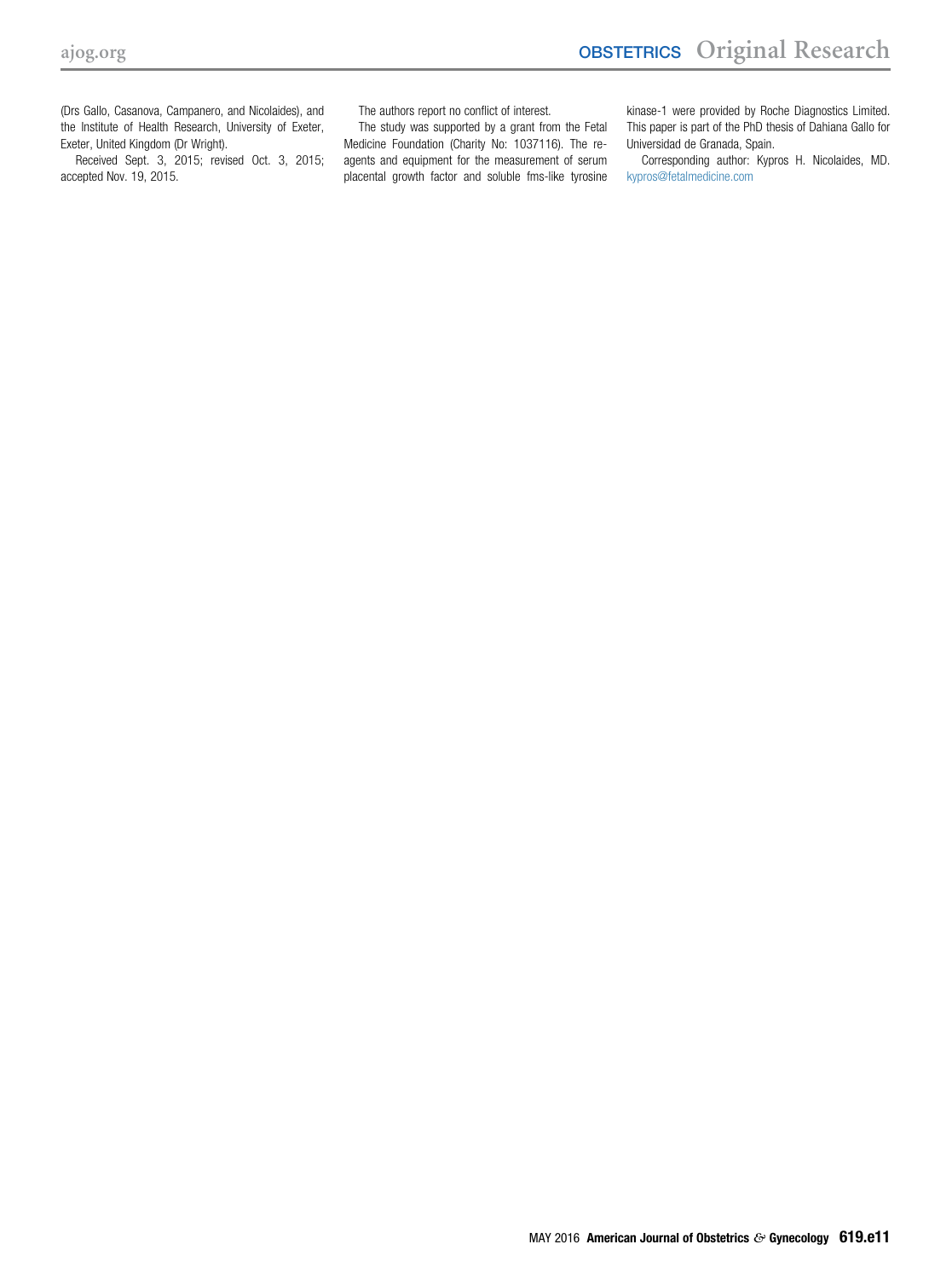(Drs Gallo, Casanova, Campanero, and Nicolaides), and the Institute of Health Research, University of Exeter, Exeter, United Kingdom (Dr Wright).

Received Sept. 3, 2015; revised Oct. 3, 2015; accepted Nov. 19, 2015.

The authors report no conflict of interest.

The study was supported by a grant from the Fetal Medicine Foundation (Charity No: 1037116). The reagents and equipment for the measurement of serum placental growth factor and soluble fms-like tyrosine kinase-1 were provided by Roche Diagnostics Limited. This paper is part of the PhD thesis of Dahiana Gallo for Universidad de Granada, Spain.

Corresponding author: Kypros H. Nicolaides, MD. kypros@fetalmedicine.com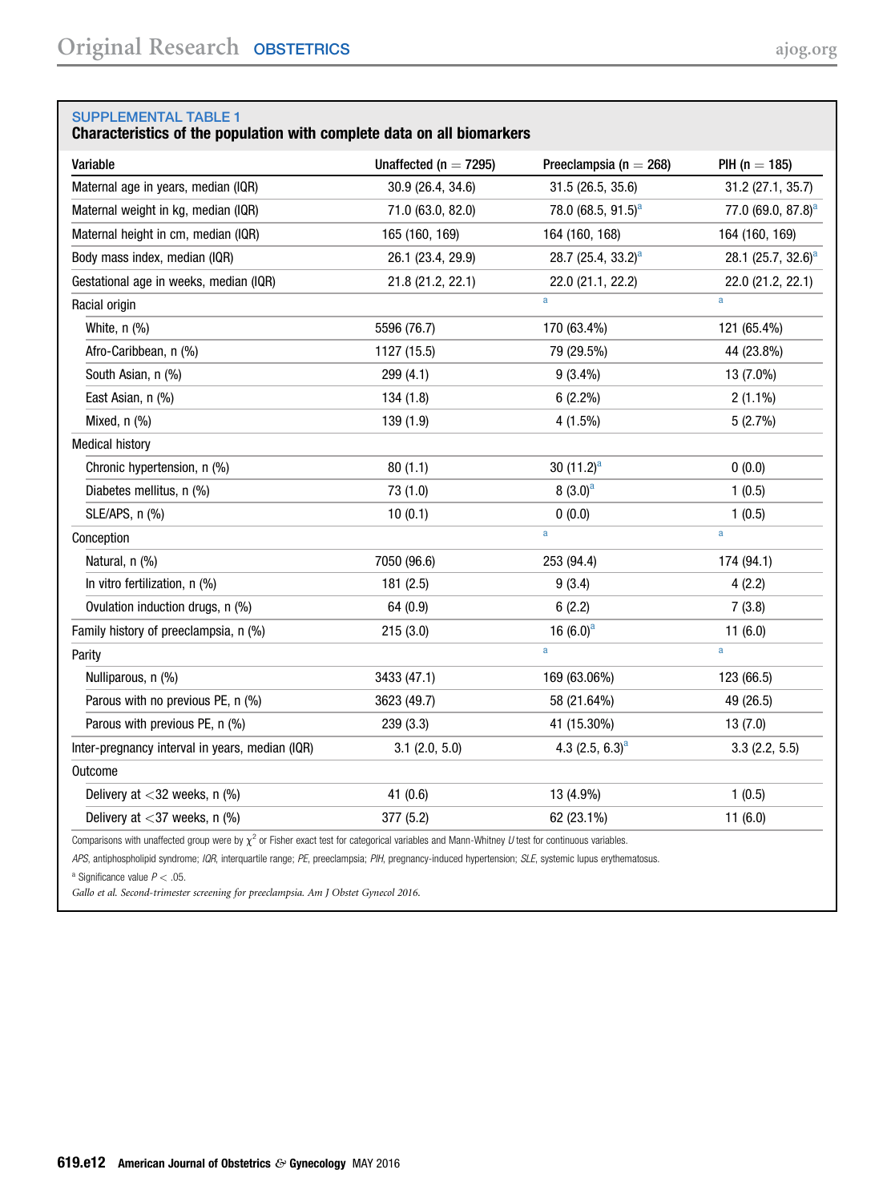**SUPPLEMENTAL TABLE 1**

**Characteristics of the population with complete data on all biomarkers**

| Variable | Unaffected (n = 7295) | Preeclampsia (n = 268) | PIH (n = 185) |
|---|---|---|---|
| Maternal age in years, median (IQR) | 30.9 (26.4, 34.6) | 31.5 (26.5, 35.6) | 31.2 (27.1, 35.7) |
| Maternal weight in kg, median (IQR) | 71.0 (63.0, 82.0) | 78.0 (68.5, 91.5)[a] | 77.0 (69.0, 87.8)[a] |
| Maternal height in cm, median (IQR) | 165 (160, 169) | 164 (160, 168) | 164 (160, 169) |
| Body mass index, median (IQR) | 26.1 (23.4, 29.9) | 28.7 (25.4, 33.2)[a] | 28.1 (25.7, 32.6)[a] |
| Gestational age in weeks, median (IQR) | 21.8 (21.2, 22.1) | 22.0 (21.1, 22.2) | 22.0 (21.2, 22.1) |
| Racial origin | | [a] | [a] |
| White, n (%) | 5596 (76.7) | 170 (63.4%) | 121 (65.4%) |
| Afro-Caribbean, n (%) | 1127 (15.5) | 79 (29.5%) | 44 (23.8%) |
| South Asian, n (%) | 299 (4.1) | 9 (3.4%) | 13 (7.0%) |
| East Asian, n (%) | 134 (1.8) | 6 (2.2%) | 2 (1.1%) |
| Mixed, n (%) | 139 (1.9) | 4 (1.5%) | 5 (2.7%) |
| Medical history | | | |
| Chronic hypertension, n (%) | 80 (1.1) | 30 (11.2)[a] | 0 (0.0) |
| Diabetes mellitus, n (%) | 73 (1.0) | 8 (3.0)[a] | 1 (0.5) |
| SLE/APS, n (%) | 10 (0.1) | 0 (0.0) | 1 (0.5) |
| Conception | | [a] | [a] |
| Natural, n (%) | 7050 (96.6) | 253 (94.4) | 174 (94.1) |
| In vitro fertilization, n (%) | 181 (2.5) | 9 (3.4) | 4 (2.2) |
| Ovulation induction drugs, n (%) | 64 (0.9) | 6 (2.2) | 7 (3.8) |
| Family history of preeclampsia, n (%) | 215 (3.0) | 16 (6.0)[a] | 11 (6.0) |
| Parity | | [a] | [a] |
| Nulliparous, n (%) | 3433 (47.1) | 169 (63.06%) | 123 (66.5) |
| Parous with no previous PE, n (%) | 3623 (49.7) | 58 (21.64%) | 49 (26.5) |
| Parous with previous PE, n (%) | 239 (3.3) | 41 (15.30%) | 13 (7.0) |
| Inter-pregnancy interval in years, median (IQR) | 3.1 (2.0, 5.0) | 4.3 (2.5, 6.3)[a] | 3.3 (2.2, 5.5) |
| Outcome | | | |
| Delivery at <32 weeks, n (%) | 41 (0.6) | 13 (4.9%) | 1 (0.5) |
| Delivery at <37 weeks, n (%) | 377 (5.2) | 62 (23.1%) | 11 (6.0) |

Comparisons with unaffected group were by $\chi^2$ or Fisher exact test for categorical variables and Mann-Whitney *U* test for continuous variables.

*APS*, antiphospholipid syndrome; *IQR*, interquartile range; *PE*, preeclampsia; *PIH*, pregnancy-induced hypertension; *SLE*, systemic lupus erythematosus.

[a] Significance value $P < .05$.

*Gallo et al. Second-trimester screening for preeclampsia. Am J Obstet Gynecol 2016.*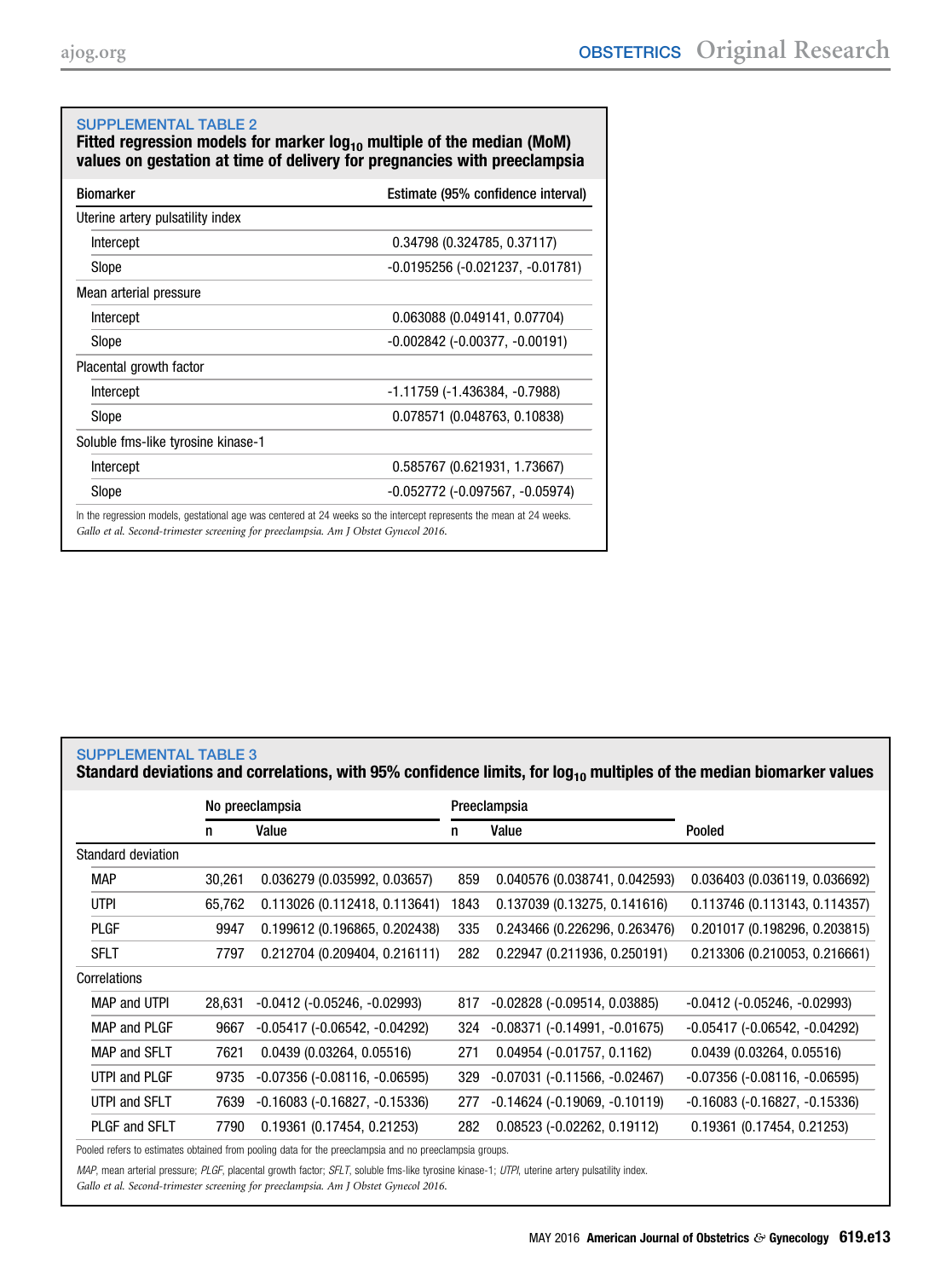## SUPPLEMENTAL TABLE 2

**Fitted regression models for marker $\log_{10}$ multiple of the median (MoM) values on gestation at time of delivery for pregnancies with preeclampsia**

| Biomarker | Estimate (95% confidence interval) |
|---|---|
| Uterine artery pulsatility index | |
| Intercept | 0.34798 (0.324785, 0.37117) |
| Slope | -0.0195256 (-0.021237, -0.01781) |
| Mean arterial pressure | |
| Intercept | 0.063088 (0.049141, 0.07704) |
| Slope | -0.002842 (-0.00377, -0.00191) |
| Placental growth factor | |
| Intercept | -1.11759 (-1.436384, -0.7988) |
| Slope | 0.078571 (0.048763, 0.10838) |
| Soluble fms-like tyrosine kinase-1 | |
| Intercept | 0.585767 (0.621931, 1.73667) |
| Slope | -0.052772 (-0.097567, -0.05974) |

In the regression models, gestational age was centered at 24 weeks so the intercept represents the mean at 24 weeks.

*Gallo et al. Second-trimester screening for preeclampsia. Am J Obstet Gynecol 2016.*

## SUPPLEMENTAL TABLE 3

**Standard deviations and correlations, with 95% confidence limits, for $\log_{10}$ multiples of the median biomarker values**

| | No preeclampsia | | Preeclampsia | | |
|---|---|---|---|---|---|
| | n | Value | n | Value | Pooled |
| Standard deviation | | | | | |
| MAP | 30,261 | 0.036279 (0.035992, 0.03657) | 859 | 0.040576 (0.038741, 0.042593) | 0.036403 (0.036119, 0.036692) |
| UTPI | 65,762 | 0.113026 (0.112418, 0.113641) | 1843 | 0.137039 (0.13275, 0.141616) | 0.113746 (0.113143, 0.114357) |
| PLGF | 9947 | 0.199612 (0.196865, 0.202438) | 335 | 0.243466 (0.226296, 0.263476) | 0.201017 (0.198296, 0.203815) |
| SFLT | 7797 | 0.212704 (0.209404, 0.216111) | 282 | 0.22947 (0.211936, 0.250191) | 0.213306 (0.210053, 0.216661) |
| Correlations | | | | | |
| MAP and UTPI | 28,631 | -0.0412 (-0.05246, -0.02993) | 817 | -0.02828 (-0.09514, 0.03885) | -0.0412 (-0.05246, -0.02993) |
| MAP and PLGF | 9667 | -0.05417 (-0.06542, -0.04292) | 324 | -0.08371 (-0.14991, -0.01675) | -0.05417 (-0.06542, -0.04292) |
| MAP and SFLT | 7621 | 0.0439 (0.03264, 0.05516) | 271 | 0.04954 (-0.01757, 0.1162) | 0.0439 (0.03264, 0.05516) |
| UTPI and PLGF | 9735 | -0.07356 (-0.08116, -0.06595) | 329 | -0.07031 (-0.11566, -0.02467) | -0.07356 (-0.08116, -0.06595) |
| UTPI and SFLT | 7639 | -0.16083 (-0.16827, -0.15336) | 277 | -0.14624 (-0.19069, -0.10119) | -0.16083 (-0.16827, -0.15336) |
| PLGF and SFLT | 7790 | 0.19361 (0.17454, 0.21253) | 282 | 0.08523 (-0.02262, 0.19112) | 0.19361 (0.17454, 0.21253) |

Pooled refers to estimates obtained from pooling data for the preeclampsia and no preeclampsia groups.

*MAP*, mean arterial pressure; *PLGF*, placental growth factor; *SFLT*, soluble fms-like tyrosine kinase-1; *UTPI*, uterine artery pulsatility index.

*Gallo et al. Second-trimester screening for preeclampsia. Am J Obstet Gynecol 2016.*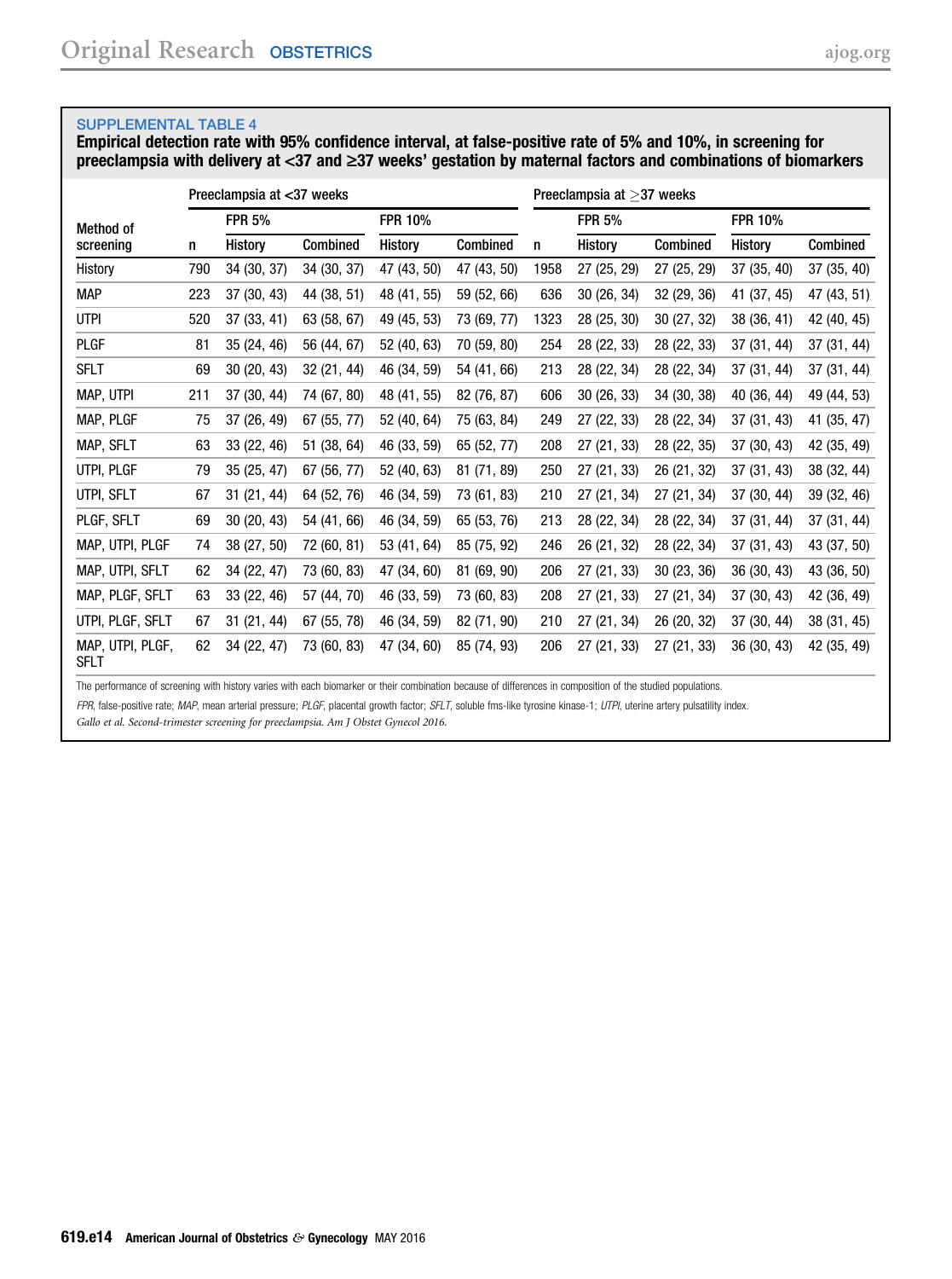SUPPLEMENTAL TABLE 4

**Empirical detection rate with 95% confidence interval, at false-positive rate of 5% and 10%, in screening for preeclampsia with delivery at <37 and ≥37 weeks' gestation by maternal factors and combinations of biomarkers**

| Method of screening | Preeclampsia at <37 weeks | | | | | Preeclampsia at ≥37 weeks | | | | |
|---|---|---|---|---|---|---|---|---|---|---|
| | | FPR 5% | | FPR 10% | | | FPR 5% | | FPR 10% | |
| | n | History | Combined | History | Combined | n | History | Combined | History | Combined |
| History | 790 | 34 (30, 37) | 34 (30, 37) | 47 (43, 50) | 47 (43, 50) | 1958 | 27 (25, 29) | 27 (25, 29) | 37 (35, 40) | 37 (35, 40) |
| MAP | 223 | 37 (30, 43) | 44 (38, 51) | 48 (41, 55) | 59 (52, 66) | 636 | 30 (26, 34) | 32 (29, 36) | 41 (37, 45) | 47 (43, 51) |
| UTPI | 520 | 37 (33, 41) | 63 (58, 67) | 49 (45, 53) | 73 (69, 77) | 1323 | 28 (25, 30) | 30 (27, 32) | 38 (36, 41) | 42 (40, 45) |
| PLGF | 81 | 35 (24, 46) | 56 (44, 67) | 52 (40, 63) | 70 (59, 80) | 254 | 28 (22, 33) | 28 (22, 33) | 37 (31, 44) | 37 (31, 44) |
| SFLT | 69 | 30 (20, 43) | 32 (21, 44) | 46 (34, 59) | 54 (41, 66) | 213 | 28 (22, 34) | 28 (22, 34) | 37 (31, 44) | 37 (31, 44) |
| MAP, UTPI | 211 | 37 (30, 44) | 74 (67, 80) | 48 (41, 55) | 82 (76, 87) | 606 | 30 (26, 33) | 34 (30, 38) | 40 (36, 44) | 49 (44, 53) |
| MAP, PLGF | 75 | 37 (26, 49) | 67 (55, 77) | 52 (40, 64) | 75 (63, 84) | 249 | 27 (22, 33) | 28 (22, 34) | 37 (31, 43) | 41 (35, 47) |
| MAP, SFLT | 63 | 33 (22, 46) | 51 (38, 64) | 46 (33, 59) | 65 (52, 77) | 208 | 27 (21, 33) | 28 (22, 35) | 37 (30, 43) | 42 (35, 49) |
| UTPI, PLGF | 79 | 35 (25, 47) | 67 (56, 77) | 52 (40, 63) | 81 (71, 89) | 250 | 27 (21, 33) | 26 (21, 32) | 37 (31, 43) | 38 (32, 44) |
| UTPI, SFLT | 67 | 31 (21, 44) | 64 (52, 76) | 46 (34, 59) | 73 (61, 83) | 210 | 27 (21, 34) | 27 (21, 34) | 37 (30, 44) | 39 (32, 46) |
| PLGF, SFLT | 69 | 30 (20, 43) | 54 (41, 66) | 46 (34, 59) | 65 (53, 76) | 213 | 28 (22, 34) | 28 (22, 34) | 37 (31, 44) | 37 (31, 44) |
| MAP, UTPI, PLGF | 74 | 38 (27, 50) | 72 (60, 81) | 53 (41, 64) | 85 (75, 92) | 246 | 26 (21, 32) | 28 (22, 34) | 37 (31, 43) | 43 (37, 50) |
| MAP, UTPI, SFLT | 62 | 34 (22, 47) | 73 (60, 83) | 47 (34, 60) | 81 (69, 90) | 206 | 27 (21, 33) | 30 (23, 36) | 36 (30, 43) | 43 (36, 50) |
| MAP, PLGF, SFLT | 63 | 33 (22, 46) | 57 (44, 70) | 46 (33, 59) | 73 (60, 83) | 208 | 27 (21, 33) | 27 (21, 34) | 37 (30, 43) | 42 (36, 49) |
| UTPI, PLGF, SFLT | 67 | 31 (21, 44) | 67 (55, 78) | 46 (34, 59) | 82 (71, 90) | 210 | 27 (21, 34) | 26 (20, 32) | 37 (30, 44) | 38 (31, 45) |
| MAP, UTPI, PLGF, SFLT | 62 | 34 (22, 47) | 73 (60, 83) | 47 (34, 60) | 85 (74, 93) | 206 | 27 (21, 33) | 27 (21, 33) | 36 (30, 43) | 42 (35, 49) |

The performance of screening with history varies with each biomarker or their combination because of differences in composition of the studied populations.

*FPR*, false-positive rate; *MAP*, mean arterial pressure; *PLGF*, placental growth factor; *SFLT*, soluble fms-like tyrosine kinase-1; *UTPI*, uterine artery pulsatility index.

*Gallo et al. Second-trimester screening for preeclampsia. Am J Obstet Gynecol 2016.*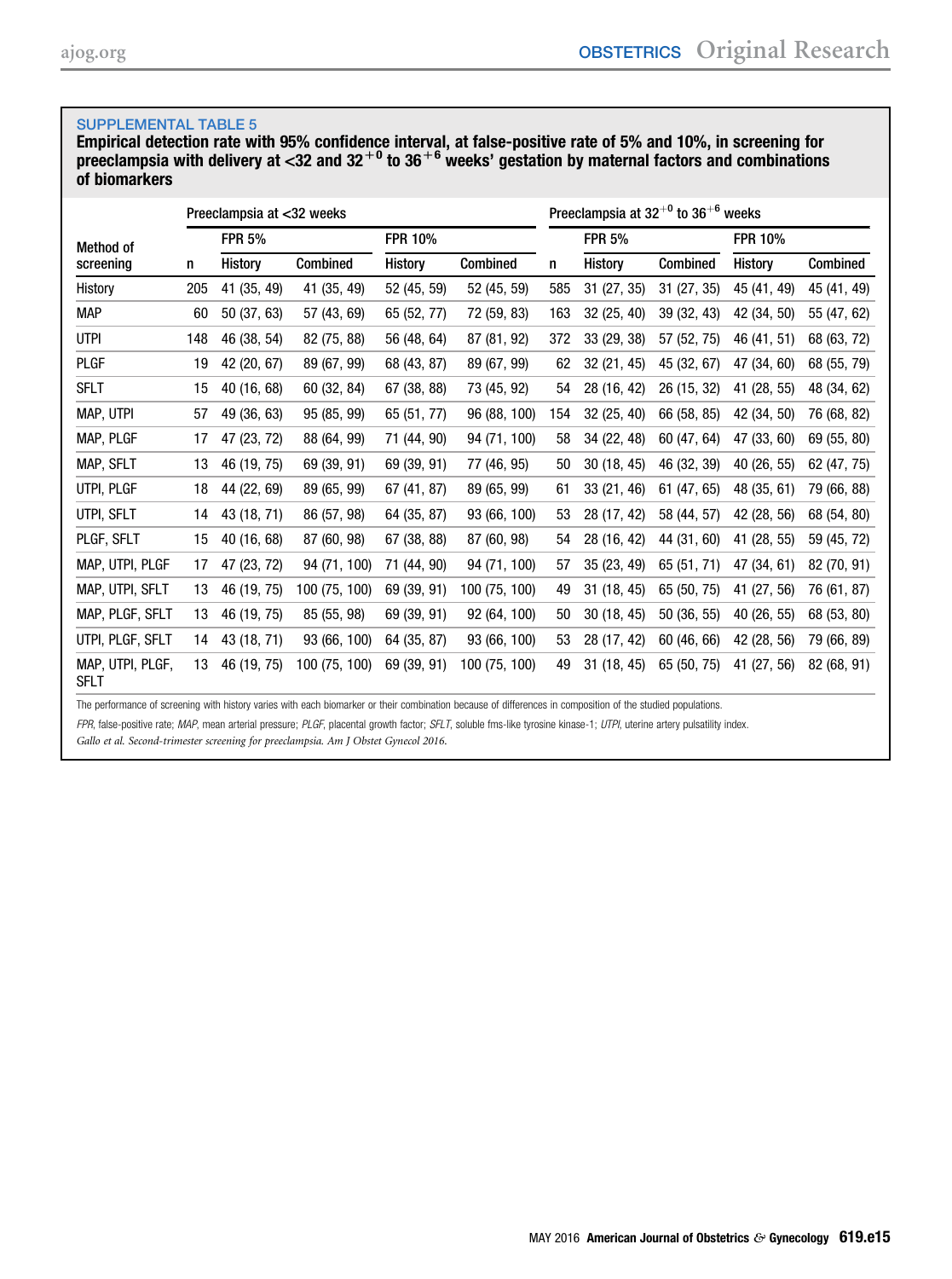SUPPLEMENTAL TABLE 5

**Empirical detection rate with 95% confidence interval, at false-positive rate of 5% and 10%, in screening for preeclampsia with delivery at <32 and $32^{+0}$ to $36^{+6}$ weeks' gestation by maternal factors and combinations of biomarkers**

| Method of screening | Preeclampsia at <32 weeks | | | | | Preeclampsia at $32^{+0}$ to $36^{+6}$ weeks | | | | |
|---|---|---|---|---|---|---|---|---|---|---|
| | | FPR 5% | | FPR 10% | | | FPR 5% | | FPR 10% | |
| | n | History | Combined | History | Combined | n | History | Combined | History | Combined |
| History | 205 | 41 (35, 49) | 41 (35, 49) | 52 (45, 59) | 52 (45, 59) | 585 | 31 (27, 35) | 31 (27, 35) | 45 (41, 49) | 45 (41, 49) |
| MAP | 60 | 50 (37, 63) | 57 (43, 69) | 65 (52, 77) | 72 (59, 83) | 163 | 32 (25, 40) | 39 (32, 43) | 42 (34, 50) | 55 (47, 62) |
| UTPI | 148 | 46 (38, 54) | 82 (75, 88) | 56 (48, 64) | 87 (81, 92) | 372 | 33 (29, 38) | 57 (52, 75) | 46 (41, 51) | 68 (63, 72) |
| PLGF | 19 | 42 (20, 67) | 89 (67, 99) | 68 (43, 87) | 89 (67, 99) | 62 | 32 (21, 45) | 45 (32, 67) | 47 (34, 60) | 68 (55, 79) |
| SFLT | 15 | 40 (16, 68) | 60 (32, 84) | 67 (38, 88) | 73 (45, 92) | 54 | 28 (16, 42) | 26 (15, 32) | 41 (28, 55) | 48 (34, 62) |
| MAP, UTPI | 57 | 49 (36, 63) | 95 (85, 99) | 65 (51, 77) | 96 (88, 100) | 154 | 32 (25, 40) | 66 (58, 85) | 42 (34, 50) | 76 (68, 82) |
| MAP, PLGF | 17 | 47 (23, 72) | 88 (64, 99) | 71 (44, 90) | 94 (71, 100) | 58 | 34 (22, 48) | 60 (47, 64) | 47 (33, 60) | 69 (55, 80) |
| MAP, SFLT | 13 | 46 (19, 75) | 69 (39, 91) | 69 (39, 91) | 77 (46, 95) | 50 | 30 (18, 45) | 46 (32, 39) | 40 (26, 55) | 62 (47, 75) |
| UTPI, PLGF | 18 | 44 (22, 69) | 89 (65, 99) | 67 (41, 87) | 89 (65, 99) | 61 | 33 (21, 46) | 61 (47, 65) | 48 (35, 61) | 79 (66, 88) |
| UTPI, SFLT | 14 | 43 (18, 71) | 86 (57, 98) | 64 (35, 87) | 93 (66, 100) | 53 | 28 (17, 42) | 58 (44, 57) | 42 (28, 56) | 68 (54, 80) |
| PLGF, SFLT | 15 | 40 (16, 68) | 87 (60, 98) | 67 (38, 88) | 87 (60, 98) | 54 | 28 (16, 42) | 44 (31, 60) | 41 (28, 55) | 59 (45, 72) |
| MAP, UTPI, PLGF | 17 | 47 (23, 72) | 94 (71, 100) | 71 (44, 90) | 94 (71, 100) | 57 | 35 (23, 49) | 65 (51, 71) | 47 (34, 61) | 82 (70, 91) |
| MAP, UTPI, SFLT | 13 | 46 (19, 75) | 100 (75, 100) | 69 (39, 91) | 100 (75, 100) | 49 | 31 (18, 45) | 65 (50, 75) | 41 (27, 56) | 76 (61, 87) |
| MAP, PLGF, SFLT | 13 | 46 (19, 75) | 85 (55, 98) | 69 (39, 91) | 92 (64, 100) | 50 | 30 (18, 45) | 50 (36, 55) | 40 (26, 55) | 68 (53, 80) |
| UTPI, PLGF, SFLT | 14 | 43 (18, 71) | 93 (66, 100) | 64 (35, 87) | 93 (66, 100) | 53 | 28 (17, 42) | 60 (46, 66) | 42 (28, 56) | 79 (66, 89) |
| MAP, UTPI, PLGF, SFLT | 13 | 46 (19, 75) | 100 (75, 100) | 69 (39, 91) | 100 (75, 100) | 49 | 31 (18, 45) | 65 (50, 75) | 41 (27, 56) | 82 (68, 91) |

The performance of screening with history varies with each biomarker or their combination because of differences in composition of the studied populations.

*FPR*, false-positive rate; *MAP*, mean arterial pressure; *PLGF*, placental growth factor; *SFLT*, soluble fms-like tyrosine kinase-1; *UTPI*, uterine artery pulsatility index.

*Gallo et al. Second-trimester screening for preeclampsia. Am J Obstet Gynecol 2016.*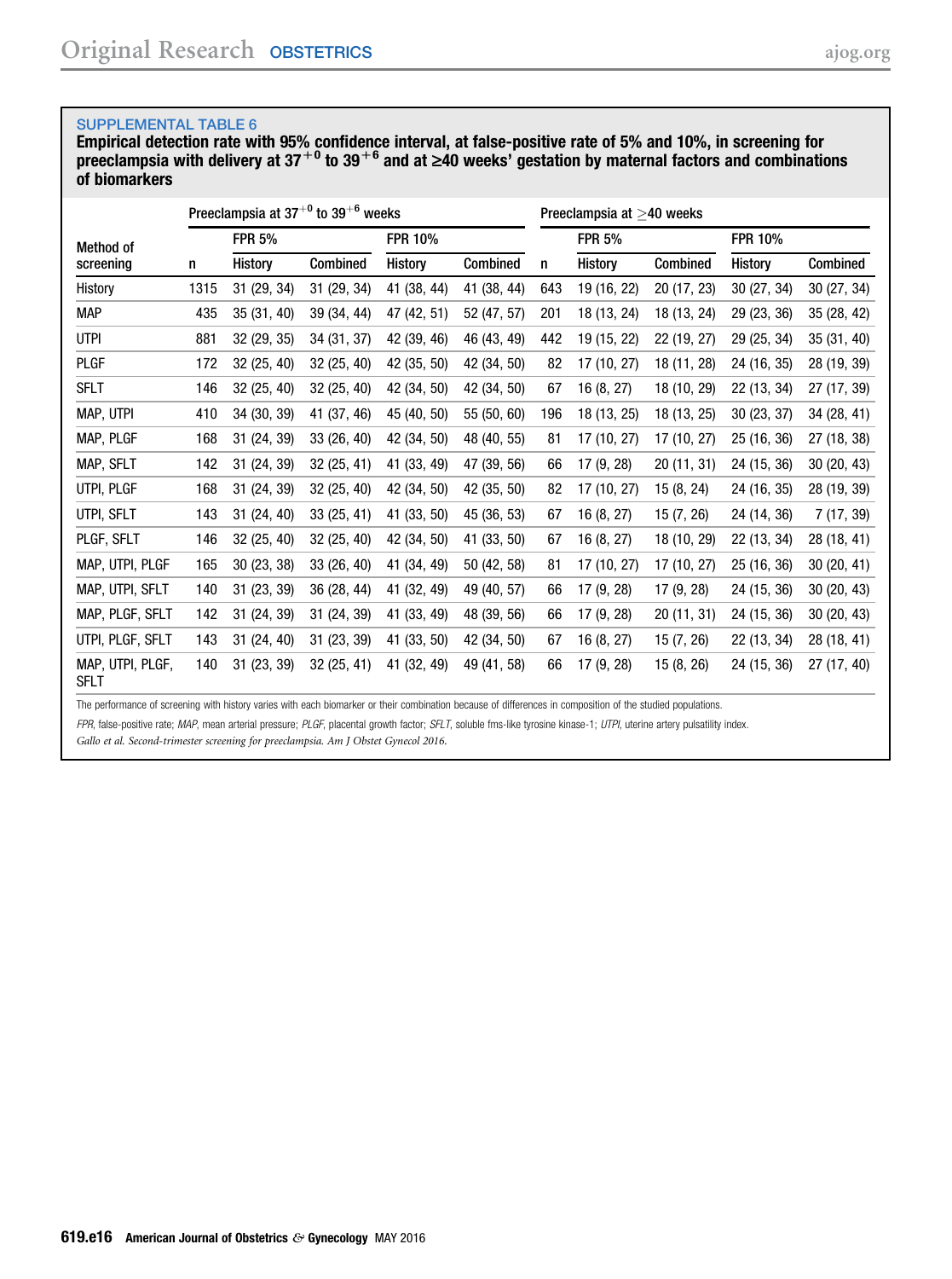SUPPLEMENTAL TABLE 6

**Empirical detection rate with 95% confidence interval, at false-positive rate of 5% and 10%, in screening for preeclampsia with delivery at $37^{+0}$ to $39^{+6}$ and at ≥40 weeks' gestation by maternal factors and combinations of biomarkers**

| Method of screening | Preeclampsia at $37^{+0}$ to $39^{+6}$ weeks | | | | | Preeclampsia at ≥40 weeks | | | | |
|---|---|---|---|---|---|---|---|---|---|---|
| | | FPR 5% | | FPR 10% | | | FPR 5% | | FPR 10% | |
| | n | History | Combined | History | Combined | n | History | Combined | History | Combined |
| History | 1315 | 31 (29, 34) | 31 (29, 34) | 41 (38, 44) | 41 (38, 44) | 643 | 19 (16, 22) | 20 (17, 23) | 30 (27, 34) | 30 (27, 34) |
| MAP | 435 | 35 (31, 40) | 39 (34, 44) | 47 (42, 51) | 52 (47, 57) | 201 | 18 (13, 24) | 18 (13, 24) | 29 (23, 36) | 35 (28, 42) |
| UTPI | 881 | 32 (29, 35) | 34 (31, 37) | 42 (39, 46) | 46 (43, 49) | 442 | 19 (15, 22) | 22 (19, 27) | 29 (25, 34) | 35 (31, 40) |
| PLGF | 172 | 32 (25, 40) | 32 (25, 40) | 42 (35, 50) | 42 (34, 50) | 82 | 17 (10, 27) | 18 (11, 28) | 24 (16, 35) | 28 (19, 39) |
| SFLT | 146 | 32 (25, 40) | 32 (25, 40) | 42 (34, 50) | 42 (34, 50) | 67 | 16 (8, 27) | 18 (10, 29) | 22 (13, 34) | 27 (17, 39) |
| MAP, UTPI | 410 | 34 (30, 39) | 41 (37, 46) | 45 (40, 50) | 55 (50, 60) | 196 | 18 (13, 25) | 18 (13, 25) | 30 (23, 37) | 34 (28, 41) |
| MAP, PLGF | 168 | 31 (24, 39) | 33 (26, 40) | 42 (34, 50) | 48 (40, 55) | 81 | 17 (10, 27) | 17 (10, 27) | 25 (16, 36) | 27 (18, 38) |
| MAP, SFLT | 142 | 31 (24, 39) | 32 (25, 41) | 41 (33, 49) | 47 (39, 56) | 66 | 17 (9, 28) | 20 (11, 31) | 24 (15, 36) | 30 (20, 43) |
| UTPI, PLGF | 168 | 31 (24, 39) | 32 (25, 40) | 42 (34, 50) | 42 (35, 50) | 82 | 17 (10, 27) | 15 (8, 24) | 24 (16, 35) | 28 (19, 39) |
| UTPI, SFLT | 143 | 31 (24, 40) | 33 (25, 41) | 41 (33, 50) | 45 (36, 53) | 67 | 16 (8, 27) | 15 (7, 26) | 24 (14, 36) | 7 (17, 39) |
| PLGF, SFLT | 146 | 32 (25, 40) | 32 (25, 40) | 42 (34, 50) | 41 (33, 50) | 67 | 16 (8, 27) | 18 (10, 29) | 22 (13, 34) | 28 (18, 41) |
| MAP, UTPI, PLGF | 165 | 30 (23, 38) | 33 (26, 40) | 41 (34, 49) | 50 (42, 58) | 81 | 17 (10, 27) | 17 (10, 27) | 25 (16, 36) | 30 (20, 41) |
| MAP, UTPI, SFLT | 140 | 31 (23, 39) | 36 (28, 44) | 41 (32, 49) | 49 (40, 57) | 66 | 17 (9, 28) | 17 (9, 28) | 24 (15, 36) | 30 (20, 43) |
| MAP, PLGF, SFLT | 142 | 31 (24, 39) | 31 (24, 39) | 41 (33, 49) | 48 (39, 56) | 66 | 17 (9, 28) | 20 (11, 31) | 24 (15, 36) | 30 (20, 43) |
| UTPI, PLGF, SFLT | 143 | 31 (24, 40) | 31 (23, 39) | 41 (33, 50) | 42 (34, 50) | 67 | 16 (8, 27) | 15 (7, 26) | 22 (13, 34) | 28 (18, 41) |
| MAP, UTPI, PLGF, SFLT | 140 | 31 (23, 39) | 32 (25, 41) | 41 (32, 49) | 49 (41, 58) | 66 | 17 (9, 28) | 15 (8, 26) | 24 (15, 36) | 27 (17, 40) |

The performance of screening with history varies with each biomarker or their combination because of differences in composition of the studied populations.

*FPR*, false-positive rate; *MAP*, mean arterial pressure; *PLGF*, placental growth factor; *SFLT*, soluble fms-like tyrosine kinase-1; *UTPI*, uterine artery pulsatility index.

*Gallo et al. Second-trimester screening for preeclampsia. Am J Obstet Gynecol 2016.*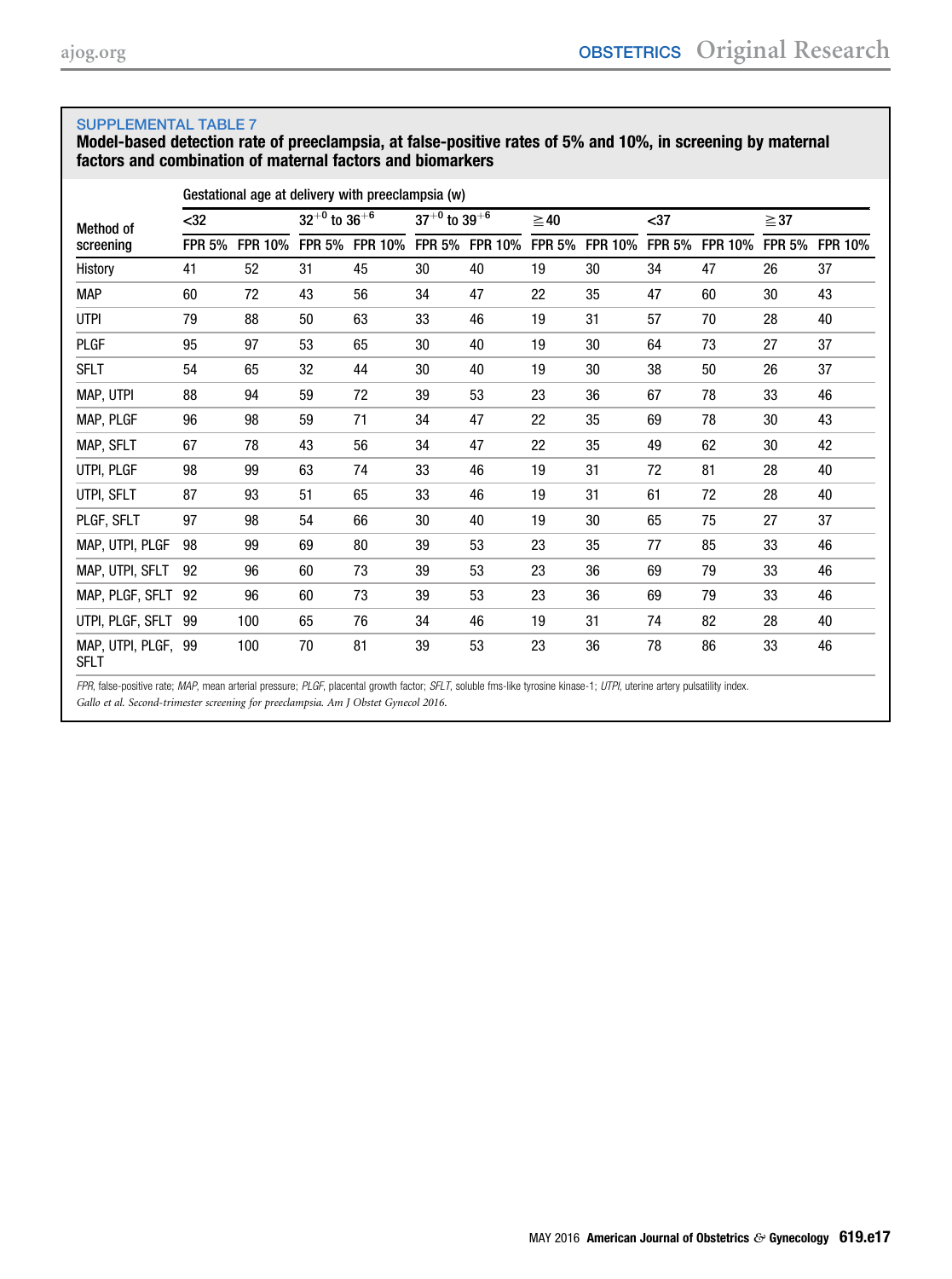SUPPLEMENTAL TABLE 7

**Model-based detection rate of preeclampsia, at false-positive rates of 5% and 10%, in screening by maternal factors and combination of maternal factors and biomarkers**

| Method of screening | Gestational age at delivery with preeclampsia (w) | | | | | | | | | | | |
|---|---|---|---|---|---|---|---|---|---|---|---|---|
| | <32 | | $32^{+0}$ to $36^{+6}$ | | $37^{+0}$ to $39^{+6}$ | | ≧40 | | <37 | | ≧37 | |
| | FPR 5% | FPR 10% | FPR 5% | FPR 10% | FPR 5% | FPR 10% | FPR 5% | FPR 10% | FPR 5% | FPR 10% | FPR 5% | FPR 10% |
| History | 41 | 52 | 31 | 45 | 30 | 40 | 19 | 30 | 34 | 47 | 26 | 37 |
| MAP | 60 | 72 | 43 | 56 | 34 | 47 | 22 | 35 | 47 | 60 | 30 | 43 |
| UTPI | 79 | 88 | 50 | 63 | 33 | 46 | 19 | 31 | 57 | 70 | 28 | 40 |
| PLGF | 95 | 97 | 53 | 65 | 30 | 40 | 19 | 30 | 64 | 73 | 27 | 37 |
| SFLT | 54 | 65 | 32 | 44 | 30 | 40 | 19 | 30 | 38 | 50 | 26 | 37 |
| MAP, UTPI | 88 | 94 | 59 | 72 | 39 | 53 | 23 | 36 | 67 | 78 | 33 | 46 |
| MAP, PLGF | 96 | 98 | 59 | 71 | 34 | 47 | 22 | 35 | 69 | 78 | 30 | 43 |
| MAP, SFLT | 67 | 78 | 43 | 56 | 34 | 47 | 22 | 35 | 49 | 62 | 30 | 42 |
| UTPI, PLGF | 98 | 99 | 63 | 74 | 33 | 46 | 19 | 31 | 72 | 81 | 28 | 40 |
| UTPI, SFLT | 87 | 93 | 51 | 65 | 33 | 46 | 19 | 31 | 61 | 72 | 28 | 40 |
| PLGF, SFLT | 97 | 98 | 54 | 66 | 30 | 40 | 19 | 30 | 65 | 75 | 27 | 37 |
| MAP, UTPI, PLGF | 98 | 99 | 69 | 80 | 39 | 53 | 23 | 35 | 77 | 85 | 33 | 46 |
| MAP, UTPI, SFLT | 92 | 96 | 60 | 73 | 39 | 53 | 23 | 36 | 69 | 79 | 33 | 46 |
| MAP, PLGF, SFLT | 92 | 96 | 60 | 73 | 39 | 53 | 23 | 36 | 69 | 79 | 33 | 46 |
| UTPI, PLGF, SFLT | 99 | 100 | 65 | 76 | 34 | 46 | 19 | 31 | 74 | 82 | 28 | 40 |
| MAP, UTPI, PLGF, SFLT | 99 | 100 | 70 | 81 | 39 | 53 | 23 | 36 | 78 | 86 | 33 | 46 |

*FPR*, false-positive rate; *MAP*, mean arterial pressure; *PLGF*, placental growth factor; *SFLT*, soluble fms-like tyrosine kinase-1; *UTPI*, uterine artery pulsatility index.

*Gallo et al. Second-trimester screening for preeclampsia. Am J Obstet Gynecol 2016.*